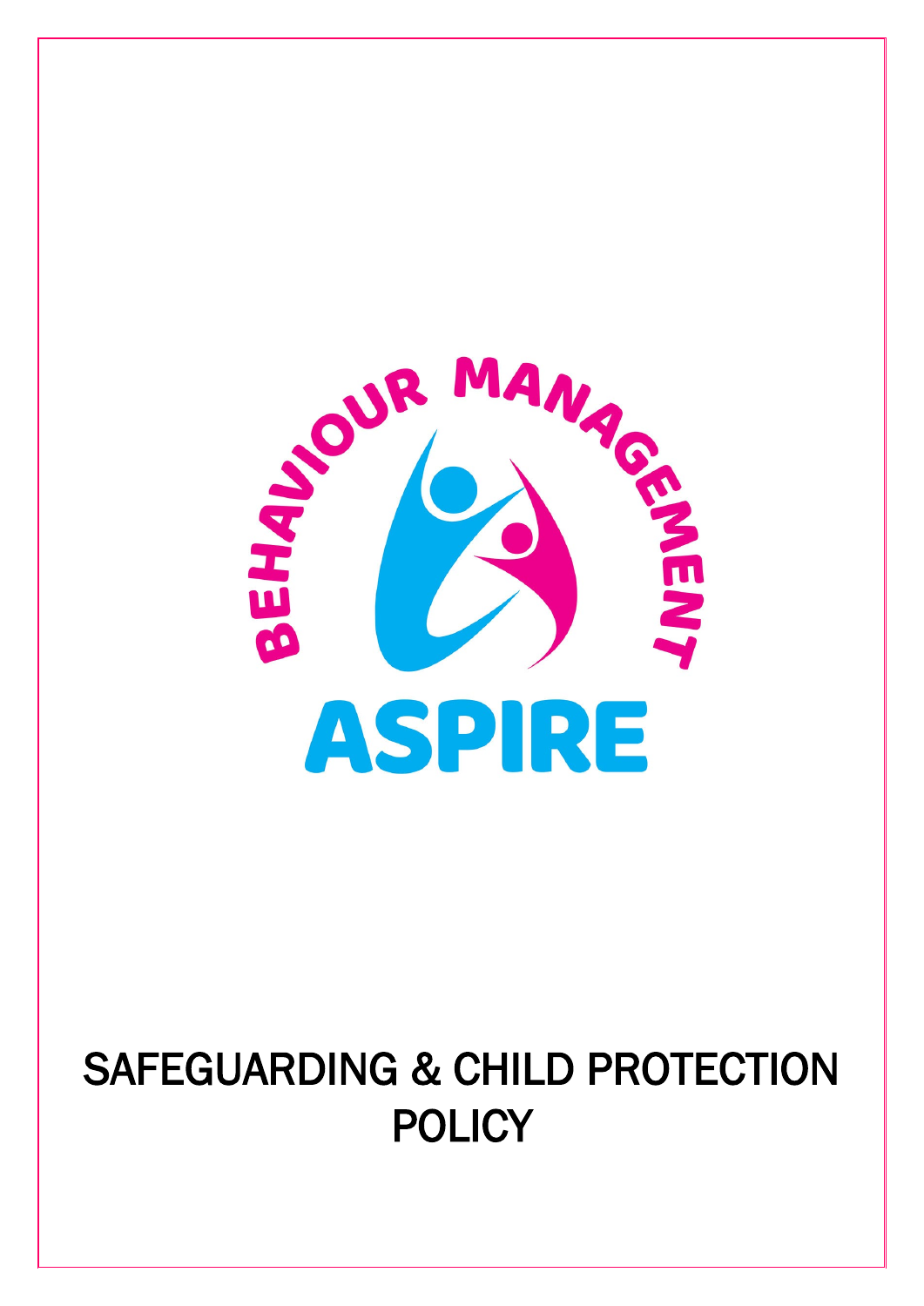BEHAVIOUR MANAGEMENT

ASPIRE

# SAFEGUARDING & CHILD PROTECTION POLICY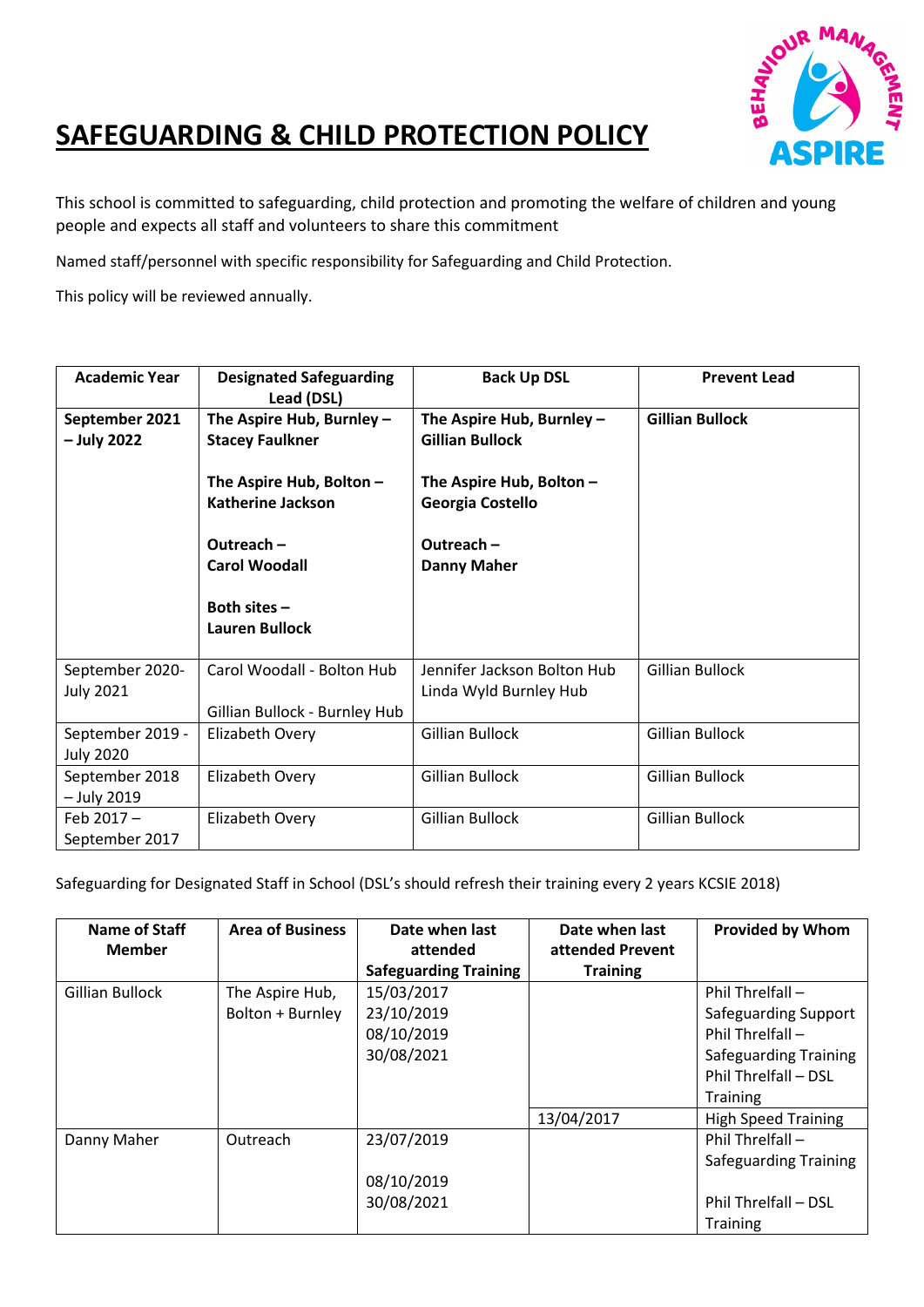# SAFEGUARDING & CHILD PROTECTION POLICY

This school is committed to safeguarding, child protection and promoting the welfare of children and young people and expects all staff and volunteers to share this commitment

Named staff/personnel with specific responsibility for Safeguarding and Child Protection.

This policy will be reviewed annually.

| Academic Year | Designated Safeguarding Lead (DSL) | Back Up DSL | Prevent Lead |
|---|---|---|---|
| **September 2021 – July 2022** | **The Aspire Hub, Burnley – Stacey Faulkner**<br><br>**The Aspire Hub, Bolton – Katherine Jackson**<br><br>**Outreach – Carol Woodall**<br><br>**Both sites – Lauren Bullock** | **The Aspire Hub, Burnley – Gillian Bullock**<br><br>**The Aspire Hub, Bolton – Georgia Costello**<br><br>**Outreach – Danny Maher** | **Gillian Bullock** |
| September 2020-July 2021 | Carol Woodall - Bolton Hub<br><br>Gillian Bullock - Burnley Hub | Jennifer Jackson Bolton Hub<br>Linda Wyld Burnley Hub | Gillian Bullock |
| September 2019 - July 2020 | Elizabeth Overy | Gillian Bullock | Gillian Bullock |
| September 2018 – July 2019 | Elizabeth Overy | Gillian Bullock | Gillian Bullock |
| Feb 2017 – September 2017 | Elizabeth Overy | Gillian Bullock | Gillian Bullock |

Safeguarding for Designated Staff in School (DSL's should refresh their training every 2 years KCSIE 2018)

| Name of Staff Member | Area of Business | Date when last attended Safeguarding Training | Date when last attended Prevent Training | Provided by Whom |
|---|---|---|---|---|
| Gillian Bullock | The Aspire Hub, Bolton + Burnley | 15/03/2017<br>23/10/2019<br>08/10/2019<br>30/08/2021 | | Phil Threlfall – Safeguarding Support<br>Phil Threlfall – Safeguarding Training<br>Phil Threlfall – DSL Training |
| | | | 13/04/2017 | High Speed Training |
| Danny Maher | Outreach | 23/07/2019<br><br>08/10/2019<br>30/08/2021 | | Phil Threlfall – Safeguarding Training<br><br>Phil Threlfall – DSL Training |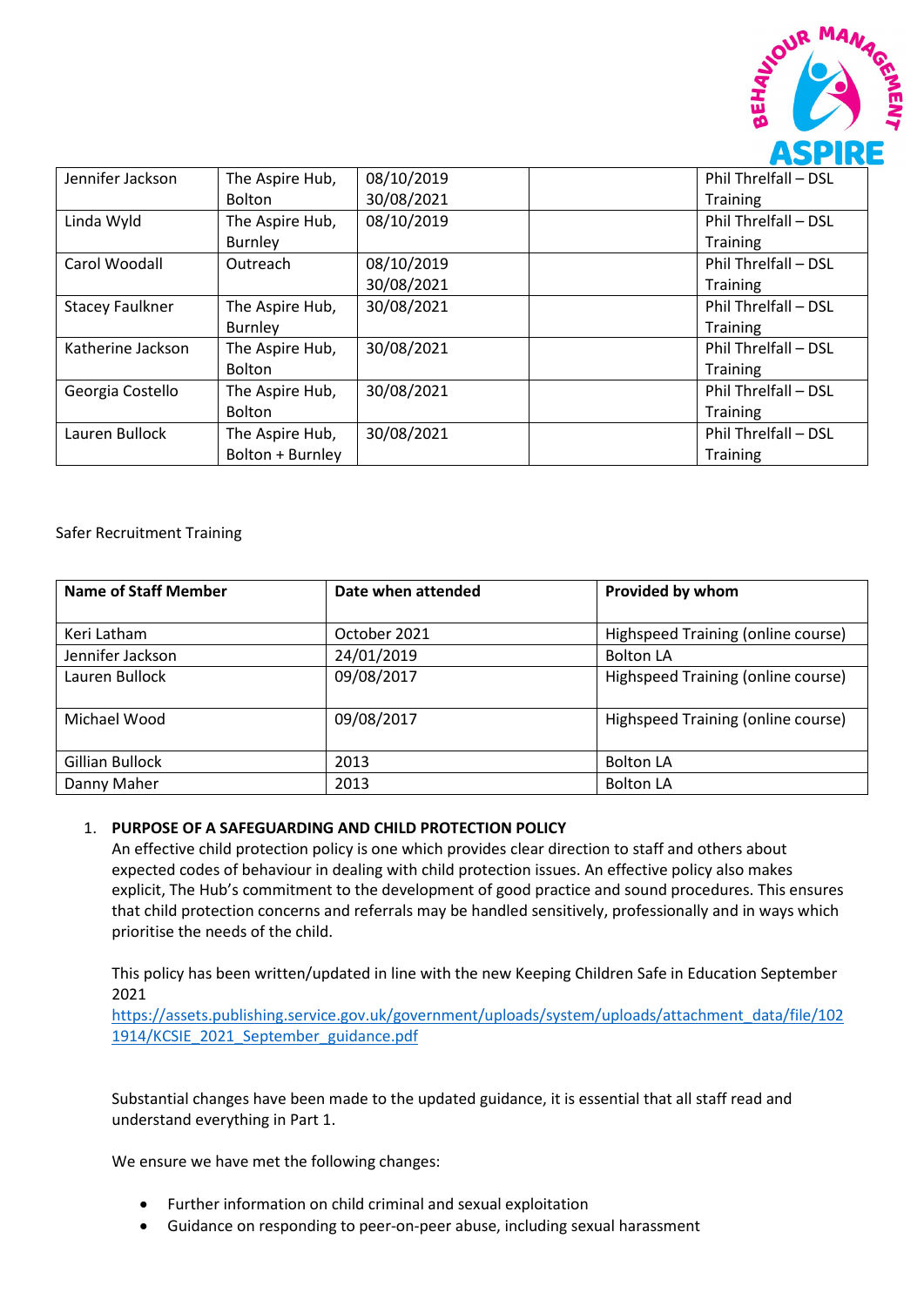| | | | | |
|---|---|---|---|---|
| Jennifer Jackson | The Aspire Hub, Bolton | 08/10/2019 30/08/2021 | | Phil Threlfall – DSL Training |
| Linda Wyld | The Aspire Hub, Burnley | 08/10/2019 | | Phil Threlfall – DSL Training |
| Carol Woodall | Outreach | 08/10/2019 30/08/2021 | | Phil Threlfall – DSL Training |
| Stacey Faulkner | The Aspire Hub, Burnley | 30/08/2021 | | Phil Threlfall – DSL Training |
| Katherine Jackson | The Aspire Hub, Bolton | 30/08/2021 | | Phil Threlfall – DSL Training |
| Georgia Costello | The Aspire Hub, Bolton | 30/08/2021 | | Phil Threlfall – DSL Training |
| Lauren Bullock | The Aspire Hub, Bolton + Burnley | 30/08/2021 | | Phil Threlfall – DSL Training |

Safer Recruitment Training

| Name of Staff Member | Date when attended | Provided by whom |
|---|---|---|
| Keri Latham | October 2021 | Highspeed Training (online course) |
| Jennifer Jackson | 24/01/2019 | Bolton LA |
| Lauren Bullock | 09/08/2017 | Highspeed Training (online course) |
| Michael Wood | 09/08/2017 | Highspeed Training (online course) |
| Gillian Bullock | 2013 | Bolton LA |
| Danny Maher | 2013 | Bolton LA |

1. **PURPOSE OF A SAFEGUARDING AND CHILD PROTECTION POLICY**

   An effective child protection policy is one which provides clear direction to staff and others about expected codes of behaviour in dealing with child protection issues. An effective policy also makes explicit, The Hub's commitment to the development of good practice and sound procedures. This ensures that child protection concerns and referrals may be handled sensitively, professionally and in ways which prioritise the needs of the child.

   This policy has been written/updated in line with the new Keeping Children Safe in Education September 2021
   https://assets.publishing.service.gov.uk/government/uploads/system/uploads/attachment_data/file/1021914/KCSIE_2021_September_guidance.pdf

   Substantial changes have been made to the updated guidance, it is essential that all staff read and understand everything in Part 1.

   We ensure we have met the following changes:

   - Further information on child criminal and sexual exploitation
   - Guidance on responding to peer-on-peer abuse, including sexual harassment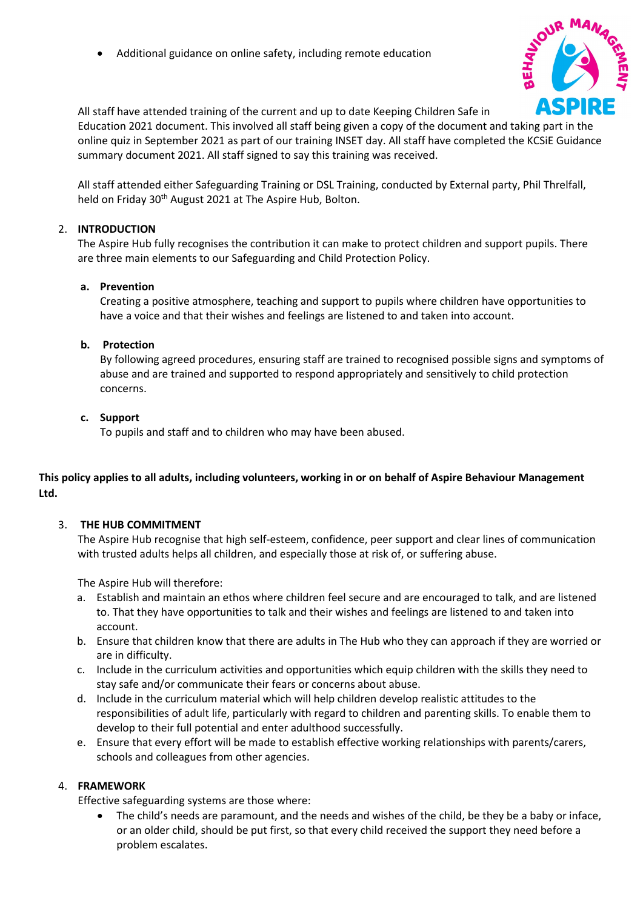- Additional guidance on online safety, including remote education

All staff have attended training of the current and up to date Keeping Children Safe in Education 2021 document. This involved all staff being given a copy of the document and taking part in the online quiz in September 2021 as part of our training INSET day. All staff have completed the KCSiE Guidance summary document 2021. All staff signed to say this training was received.

All staff attended either Safeguarding Training or DSL Training, conducted by External party, Phil Threlfall, held on Friday 30th August 2021 at The Aspire Hub, Bolton.

2. **INTRODUCTION**

The Aspire Hub fully recognises the contribution it can make to protect children and support pupils. There are three main elements to our Safeguarding and Child Protection Policy.

**a. Prevention**

Creating a positive atmosphere, teaching and support to pupils where children have opportunities to have a voice and that their wishes and feelings are listened to and taken into account.

**b. Protection**

By following agreed procedures, ensuring staff are trained to recognised possible signs and symptoms of abuse and are trained and supported to respond appropriately and sensitively to child protection concerns.

**c. Support**

To pupils and staff and to children who may have been abused.

**This policy applies to all adults, including volunteers, working in or on behalf of Aspire Behaviour Management Ltd.**

3. **THE HUB COMMITMENT**

The Aspire Hub recognise that high self-esteem, confidence, peer support and clear lines of communication with trusted adults helps all children, and especially those at risk of, or suffering abuse.

The Aspire Hub will therefore:

a. Establish and maintain an ethos where children feel secure and are encouraged to talk, and are listened to. That they have opportunities to talk and their wishes and feelings are listened to and taken into account.
b. Ensure that children know that there are adults in The Hub who they can approach if they are worried or are in difficulty.
c. Include in the curriculum activities and opportunities which equip children with the skills they need to stay safe and/or communicate their fears or concerns about abuse.
d. Include in the curriculum material which will help children develop realistic attitudes to the responsibilities of adult life, particularly with regard to children and parenting skills. To enable them to develop to their full potential and enter adulthood successfully.
e. Ensure that every effort will be made to establish effective working relationships with parents/carers, schools and colleagues from other agencies.

4. **FRAMEWORK**

Effective safeguarding systems are those where:

- The child's needs are paramount, and the needs and wishes of the child, be they be a baby or inface, or an older child, should be put first, so that every child received the support they need before a problem escalates.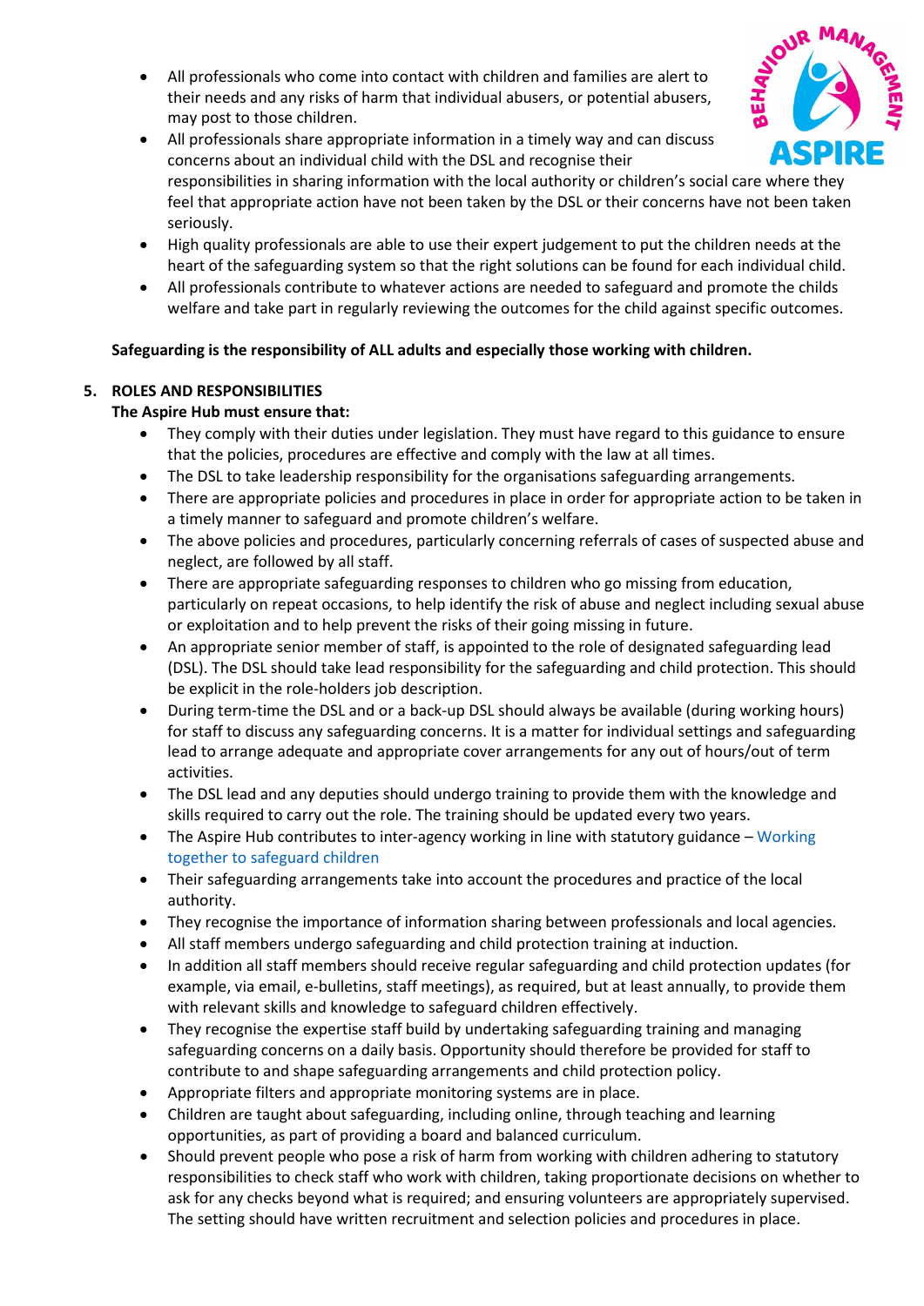- All professionals who come into contact with children and families are alert to their needs and any risks of harm that individual abusers, or potential abusers, may post to those children.
- All professionals share appropriate information in a timely way and can discuss concerns about an individual child with the DSL and recognise their responsibilities in sharing information with the local authority or children's social care where they feel that appropriate action have not been taken by the DSL or their concerns have not been taken seriously.
- High quality professionals are able to use their expert judgement to put the children needs at the heart of the safeguarding system so that the right solutions can be found for each individual child.
- All professionals contribute to whatever actions are needed to safeguard and promote the childs welfare and take part in regularly reviewing the outcomes for the child against specific outcomes.

**Safeguarding is the responsibility of ALL adults and especially those working with children.**

## 5. ROLES AND RESPONSIBILITIES

**The Aspire Hub must ensure that:**

- They comply with their duties under legislation. They must have regard to this guidance to ensure that the policies, procedures are effective and comply with the law at all times.
- The DSL to take leadership responsibility for the organisations safeguarding arrangements.
- There are appropriate policies and procedures in place in order for appropriate action to be taken in a timely manner to safeguard and promote children's welfare.
- The above policies and procedures, particularly concerning referrals of cases of suspected abuse and neglect, are followed by all staff.
- There are appropriate safeguarding responses to children who go missing from education, particularly on repeat occasions, to help identify the risk of abuse and neglect including sexual abuse or exploitation and to help prevent the risks of their going missing in future.
- An appropriate senior member of staff, is appointed to the role of designated safeguarding lead (DSL). The DSL should take lead responsibility for the safeguarding and child protection. This should be explicit in the role-holders job description.
- During term-time the DSL and or a back-up DSL should always be available (during working hours) for staff to discuss any safeguarding concerns. It is a matter for individual settings and safeguarding lead to arrange adequate and appropriate cover arrangements for any out of hours/out of term activities.
- The DSL lead and any deputies should undergo training to provide them with the knowledge and skills required to carry out the role. The training should be updated every two years.
- The Aspire Hub contributes to inter-agency working in line with statutory guidance – Working together to safeguard children
- Their safeguarding arrangements take into account the procedures and practice of the local authority.
- They recognise the importance of information sharing between professionals and local agencies.
- All staff members undergo safeguarding and child protection training at induction.
- In addition all staff members should receive regular safeguarding and child protection updates (for example, via email, e-bulletins, staff meetings), as required, but at least annually, to provide them with relevant skills and knowledge to safeguard children effectively.
- They recognise the expertise staff build by undertaking safeguarding training and managing safeguarding concerns on a daily basis. Opportunity should therefore be provided for staff to contribute to and shape safeguarding arrangements and child protection policy.
- Appropriate filters and appropriate monitoring systems are in place.
- Children are taught about safeguarding, including online, through teaching and learning opportunities, as part of providing a board and balanced curriculum.
- Should prevent people who pose a risk of harm from working with children adhering to statutory responsibilities to check staff who work with children, taking proportionate decisions on whether to ask for any checks beyond what is required; and ensuring volunteers are appropriately supervised. The setting should have written recruitment and selection policies and procedures in place.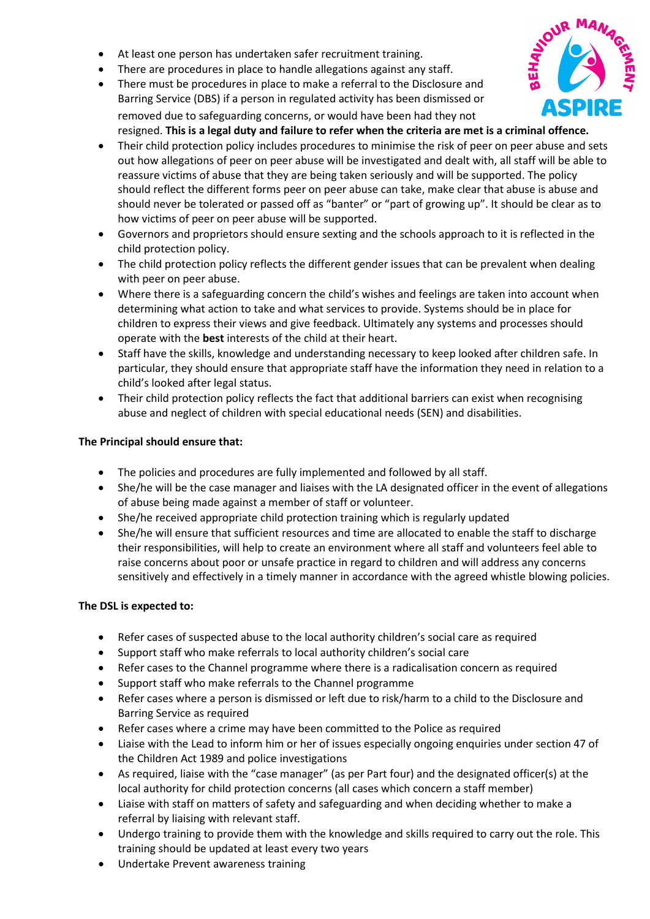- At least one person has undertaken safer recruitment training.
- There are procedures in place to handle allegations against any staff.
- There must be procedures in place to make a referral to the Disclosure and Barring Service (DBS) if a person in regulated activity has been dismissed or removed due to safeguarding concerns, or would have been had they not resigned. **This is a legal duty and failure to refer when the criteria are met is a criminal offence.**
- Their child protection policy includes procedures to minimise the risk of peer on peer abuse and sets out how allegations of peer on peer abuse will be investigated and dealt with, all staff will be able to reassure victims of abuse that they are being taken seriously and will be supported. The policy should reflect the different forms peer on peer abuse can take, make clear that abuse is abuse and should never be tolerated or passed off as "banter" or "part of growing up". It should be clear as to how victims of peer on peer abuse will be supported.
- Governors and proprietors should ensure sexting and the schools approach to it is reflected in the child protection policy.
- The child protection policy reflects the different gender issues that can be prevalent when dealing with peer on peer abuse.
- Where there is a safeguarding concern the child's wishes and feelings are taken into account when determining what action to take and what services to provide. Systems should be in place for children to express their views and give feedback. Ultimately any systems and processes should operate with the **best** interests of the child at their heart.
- Staff have the skills, knowledge and understanding necessary to keep looked after children safe. In particular, they should ensure that appropriate staff have the information they need in relation to a child's looked after legal status.
- Their child protection policy reflects the fact that additional barriers can exist when recognising abuse and neglect of children with special educational needs (SEN) and disabilities.

**The Principal should ensure that:**

- The policies and procedures are fully implemented and followed by all staff.
- She/he will be the case manager and liaises with the LA designated officer in the event of allegations of abuse being made against a member of staff or volunteer.
- She/he received appropriate child protection training which is regularly updated
- She/he will ensure that sufficient resources and time are allocated to enable the staff to discharge their responsibilities, will help to create an environment where all staff and volunteers feel able to raise concerns about poor or unsafe practice in regard to children and will address any concerns sensitively and effectively in a timely manner in accordance with the agreed whistle blowing policies.

**The DSL is expected to:**

- Refer cases of suspected abuse to the local authority children's social care as required
- Support staff who make referrals to local authority children's social care
- Refer cases to the Channel programme where there is a radicalisation concern as required
- Support staff who make referrals to the Channel programme
- Refer cases where a person is dismissed or left due to risk/harm to a child to the Disclosure and Barring Service as required
- Refer cases where a crime may have been committed to the Police as required
- Liaise with the Lead to inform him or her of issues especially ongoing enquiries under section 47 of the Children Act 1989 and police investigations
- As required, liaise with the "case manager" (as per Part four) and the designated officer(s) at the local authority for child protection concerns (all cases which concern a staff member)
- Liaise with staff on matters of safety and safeguarding and when deciding whether to make a referral by liaising with relevant staff.
- Undergo training to provide them with the knowledge and skills required to carry out the role. This training should be updated at least every two years
- Undertake Prevent awareness training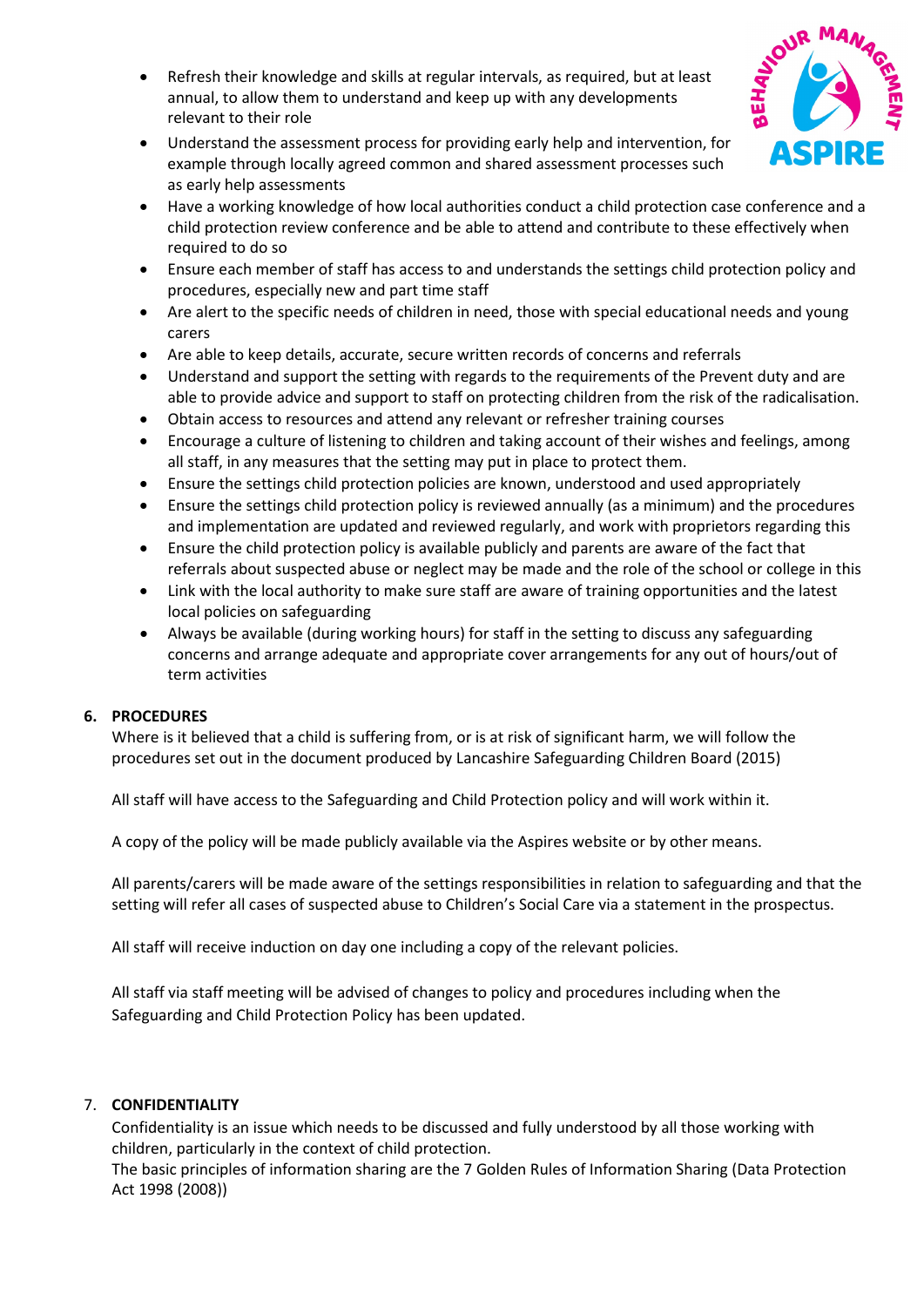- Refresh their knowledge and skills at regular intervals, as required, but at least annual, to allow them to understand and keep up with any developments relevant to their role
- Understand the assessment process for providing early help and intervention, for example through locally agreed common and shared assessment processes such as early help assessments
- Have a working knowledge of how local authorities conduct a child protection case conference and a child protection review conference and be able to attend and contribute to these effectively when required to do so
- Ensure each member of staff has access to and understands the settings child protection policy and procedures, especially new and part time staff
- Are alert to the specific needs of children in need, those with special educational needs and young carers
- Are able to keep details, accurate, secure written records of concerns and referrals
- Understand and support the setting with regards to the requirements of the Prevent duty and are able to provide advice and support to staff on protecting children from the risk of the radicalisation.
- Obtain access to resources and attend any relevant or refresher training courses
- Encourage a culture of listening to children and taking account of their wishes and feelings, among all staff, in any measures that the setting may put in place to protect them.
- Ensure the settings child protection policies are known, understood and used appropriately
- Ensure the settings child protection policy is reviewed annually (as a minimum) and the procedures and implementation are updated and reviewed regularly, and work with proprietors regarding this
- Ensure the child protection policy is available publicly and parents are aware of the fact that referrals about suspected abuse or neglect may be made and the role of the school or college in this
- Link with the local authority to make sure staff are aware of training opportunities and the latest local policies on safeguarding
- Always be available (during working hours) for staff in the setting to discuss any safeguarding concerns and arrange adequate and appropriate cover arrangements for any out of hours/out of term activities

## 6. PROCEDURES

Where is it believed that a child is suffering from, or is at risk of significant harm, we will follow the procedures set out in the document produced by Lancashire Safeguarding Children Board (2015)

All staff will have access to the Safeguarding and Child Protection policy and will work within it.

A copy of the policy will be made publicly available via the Aspires website or by other means.

All parents/carers will be made aware of the settings responsibilities in relation to safeguarding and that the setting will refer all cases of suspected abuse to Children's Social Care via a statement in the prospectus.

All staff will receive induction on day one including a copy of the relevant policies.

All staff via staff meeting will be advised of changes to policy and procedures including when the Safeguarding and Child Protection Policy has been updated.

## 7. CONFIDENTIALITY

Confidentiality is an issue which needs to be discussed and fully understood by all those working with children, particularly in the context of child protection.
The basic principles of information sharing are the 7 Golden Rules of Information Sharing (Data Protection Act 1998 (2008))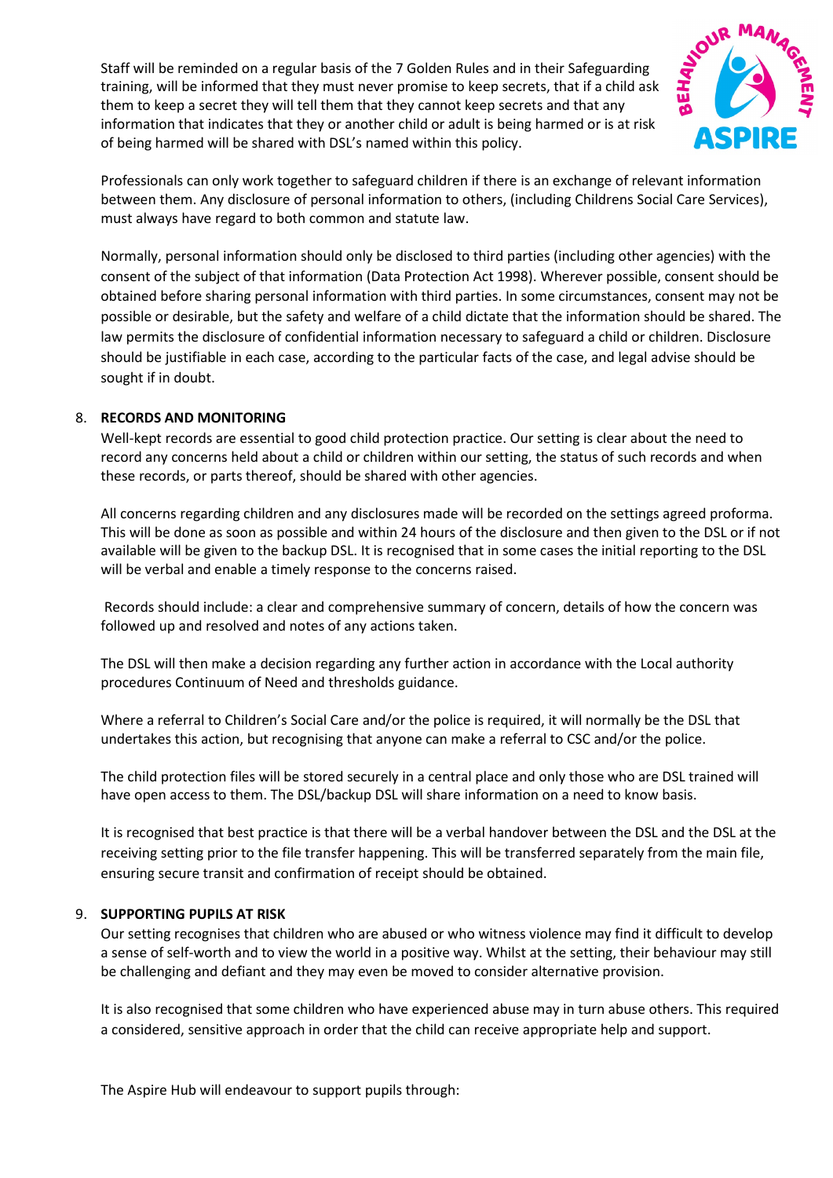Staff will be reminded on a regular basis of the 7 Golden Rules and in their Safeguarding training, will be informed that they must never promise to keep secrets, that if a child ask them to keep a secret they will tell them that they cannot keep secrets and that any information that indicates that they or another child or adult is being harmed or is at risk of being harmed will be shared with DSL's named within this policy.

Professionals can only work together to safeguard children if there is an exchange of relevant information between them. Any disclosure of personal information to others, (including Childrens Social Care Services), must always have regard to both common and statute law.

Normally, personal information should only be disclosed to third parties (including other agencies) with the consent of the subject of that information (Data Protection Act 1998). Wherever possible, consent should be obtained before sharing personal information with third parties. In some circumstances, consent may not be possible or desirable, but the safety and welfare of a child dictate that the information should be shared. The law permits the disclosure of confidential information necessary to safeguard a child or children. Disclosure should be justifiable in each case, according to the particular facts of the case, and legal advise should be sought if in doubt.

## 8. RECORDS AND MONITORING

Well-kept records are essential to good child protection practice. Our setting is clear about the need to record any concerns held about a child or children within our setting, the status of such records and when these records, or parts thereof, should be shared with other agencies.

All concerns regarding children and any disclosures made will be recorded on the settings agreed proforma. This will be done as soon as possible and within 24 hours of the disclosure and then given to the DSL or if not available will be given to the backup DSL. It is recognised that in some cases the initial reporting to the DSL will be verbal and enable a timely response to the concerns raised.

Records should include: a clear and comprehensive summary of concern, details of how the concern was followed up and resolved and notes of any actions taken.

The DSL will then make a decision regarding any further action in accordance with the Local authority procedures Continuum of Need and thresholds guidance.

Where a referral to Children's Social Care and/or the police is required, it will normally be the DSL that undertakes this action, but recognising that anyone can make a referral to CSC and/or the police.

The child protection files will be stored securely in a central place and only those who are DSL trained will have open access to them. The DSL/backup DSL will share information on a need to know basis.

It is recognised that best practice is that there will be a verbal handover between the DSL and the DSL at the receiving setting prior to the file transfer happening. This will be transferred separately from the main file, ensuring secure transit and confirmation of receipt should be obtained.

## 9. SUPPORTING PUPILS AT RISK

Our setting recognises that children who are abused or who witness violence may find it difficult to develop a sense of self-worth and to view the world in a positive way. Whilst at the setting, their behaviour may still be challenging and defiant and they may even be moved to consider alternative provision.

It is also recognised that some children who have experienced abuse may in turn abuse others. This required a considered, sensitive approach in order that the child can receive appropriate help and support.

The Aspire Hub will endeavour to support pupils through: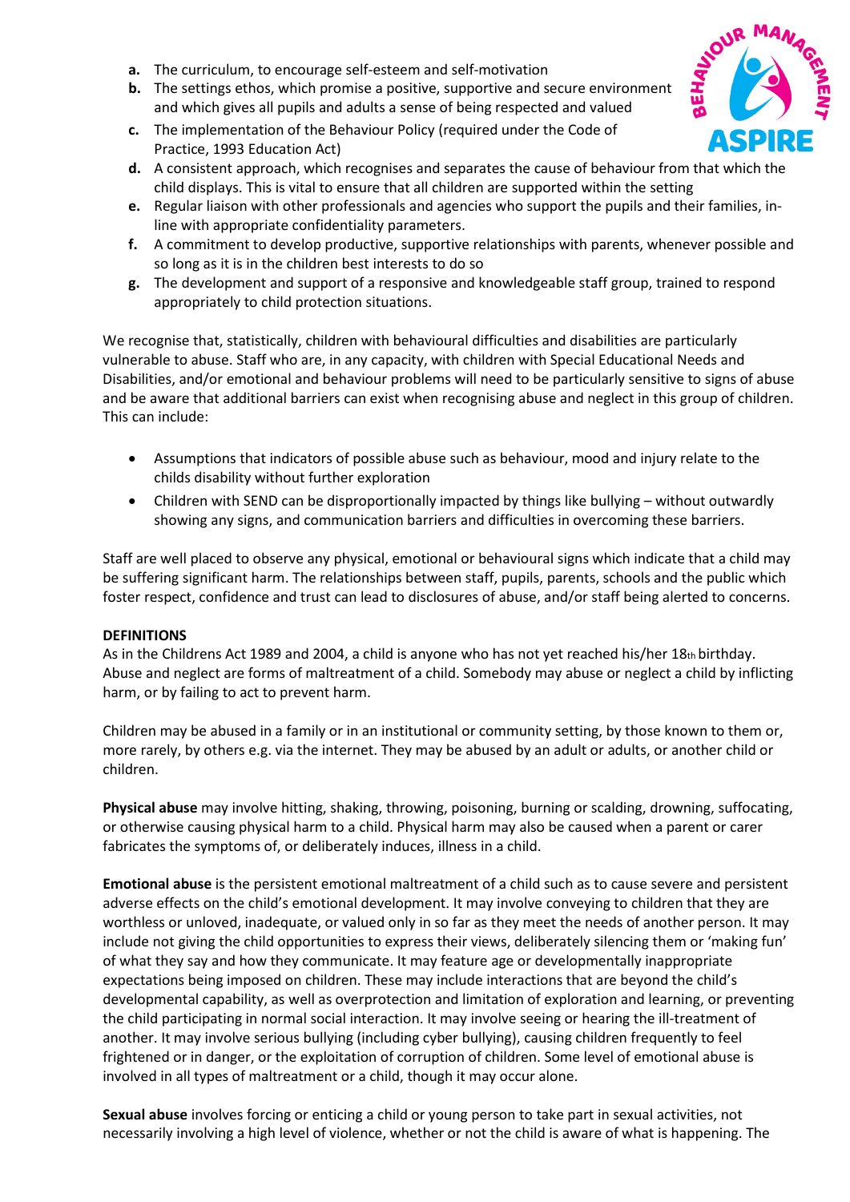a. The curriculum, to encourage self-esteem and self-motivation
b. The settings ethos, which promise a positive, supportive and secure environment and which gives all pupils and adults a sense of being respected and valued
c. The implementation of the Behaviour Policy (required under the Code of Practice, 1993 Education Act)
d. A consistent approach, which recognises and separates the cause of behaviour from that which the child displays. This is vital to ensure that all children are supported within the setting
e. Regular liaison with other professionals and agencies who support the pupils and their families, in-line with appropriate confidentiality parameters.
f. A commitment to develop productive, supportive relationships with parents, whenever possible and so long as it is in the children best interests to do so
g. The development and support of a responsive and knowledgeable staff group, trained to respond appropriately to child protection situations.

We recognise that, statistically, children with behavioural difficulties and disabilities are particularly vulnerable to abuse. Staff who are, in any capacity, with children with Special Educational Needs and Disabilities, and/or emotional and behaviour problems will need to be particularly sensitive to signs of abuse and be aware that additional barriers can exist when recognising abuse and neglect in this group of children. This can include:

- Assumptions that indicators of possible abuse such as behaviour, mood and injury relate to the childs disability without further exploration
- Children with SEND can be disproportionally impacted by things like bullying – without outwardly showing any signs, and communication barriers and difficulties in overcoming these barriers.

Staff are well placed to observe any physical, emotional or behavioural signs which indicate that a child may be suffering significant harm. The relationships between staff, pupils, parents, schools and the public which foster respect, confidence and trust can lead to disclosures of abuse, and/or staff being alerted to concerns.

**DEFINITIONS**

As in the Childrens Act 1989 and 2004, a child is anyone who has not yet reached his/her 18th birthday. Abuse and neglect are forms of maltreatment of a child. Somebody may abuse or neglect a child by inflicting harm, or by failing to act to prevent harm.

Children may be abused in a family or in an institutional or community setting, by those known to them or, more rarely, by others e.g. via the internet. They may be abused by an adult or adults, or another child or children.

**Physical abuse** may involve hitting, shaking, throwing, poisoning, burning or scalding, drowning, suffocating, or otherwise causing physical harm to a child. Physical harm may also be caused when a parent or carer fabricates the symptoms of, or deliberately induces, illness in a child.

**Emotional abuse** is the persistent emotional maltreatment of a child such as to cause severe and persistent adverse effects on the child's emotional development. It may involve conveying to children that they are worthless or unloved, inadequate, or valued only in so far as they meet the needs of another person. It may include not giving the child opportunities to express their views, deliberately silencing them or 'making fun' of what they say and how they communicate. It may feature age or developmentally inappropriate expectations being imposed on children. These may include interactions that are beyond the child's developmental capability, as well as overprotection and limitation of exploration and learning, or preventing the child participating in normal social interaction. It may involve seeing or hearing the ill-treatment of another. It may involve serious bullying (including cyber bullying), causing children frequently to feel frightened or in danger, or the exploitation of corruption of children. Some level of emotional abuse is involved in all types of maltreatment or a child, though it may occur alone.

**Sexual abuse** involves forcing or enticing a child or young person to take part in sexual activities, not necessarily involving a high level of violence, whether or not the child is aware of what is happening. The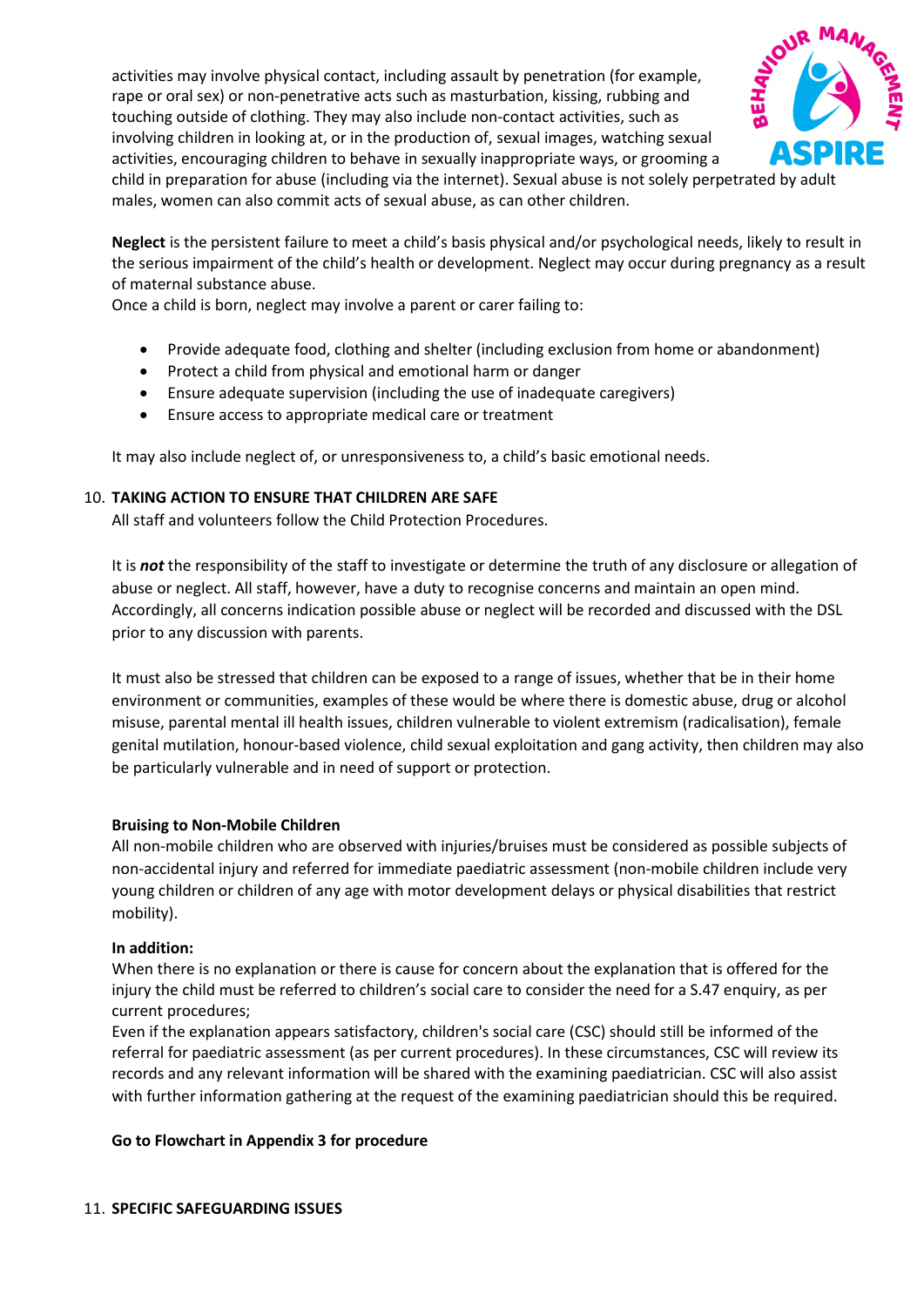activities may involve physical contact, including assault by penetration (for example, rape or oral sex) or non-penetrative acts such as masturbation, kissing, rubbing and touching outside of clothing. They may also include non-contact activities, such as involving children in looking at, or in the production of, sexual images, watching sexual activities, encouraging children to behave in sexually inappropriate ways, or grooming a child in preparation for abuse (including via the internet). Sexual abuse is not solely perpetrated by adult males, women can also commit acts of sexual abuse, as can other children.

**Neglect** is the persistent failure to meet a child's basis physical and/or psychological needs, likely to result in the serious impairment of the child's health or development. Neglect may occur during pregnancy as a result of maternal substance abuse.
Once a child is born, neglect may involve a parent or carer failing to:

- Provide adequate food, clothing and shelter (including exclusion from home or abandonment)
- Protect a child from physical and emotional harm or danger
- Ensure adequate supervision (including the use of inadequate caregivers)
- Ensure access to appropriate medical care or treatment

It may also include neglect of, or unresponsiveness to, a child's basic emotional needs.

## 10. TAKING ACTION TO ENSURE THAT CHILDREN ARE SAFE

All staff and volunteers follow the Child Protection Procedures.

It is ***not*** the responsibility of the staff to investigate or determine the truth of any disclosure or allegation of abuse or neglect. All staff, however, have a duty to recognise concerns and maintain an open mind. Accordingly, all concerns indication possible abuse or neglect will be recorded and discussed with the DSL prior to any discussion with parents.

It must also be stressed that children can be exposed to a range of issues, whether that be in their home environment or communities, examples of these would be where there is domestic abuse, drug or alcohol misuse, parental mental ill health issues, children vulnerable to violent extremism (radicalisation), female genital mutilation, honour-based violence, child sexual exploitation and gang activity, then children may also be particularly vulnerable and in need of support or protection.

**Bruising to Non-Mobile Children**

All non-mobile children who are observed with injuries/bruises must be considered as possible subjects of non-accidental injury and referred for immediate paediatric assessment (non-mobile children include very young children or children of any age with motor development delays or physical disabilities that restrict mobility).

**In addition:**

When there is no explanation or there is cause for concern about the explanation that is offered for the injury the child must be referred to children's social care to consider the need for a S.47 enquiry, as per current procedures;

Even if the explanation appears satisfactory, children's social care (CSC) should still be informed of the referral for paediatric assessment (as per current procedures). In these circumstances, CSC will review its records and any relevant information will be shared with the examining paediatrician. CSC will also assist with further information gathering at the request of the examining paediatrician should this be required.

**Go to Flowchart in Appendix 3 for procedure**

## 11. SPECIFIC SAFEGUARDING ISSUES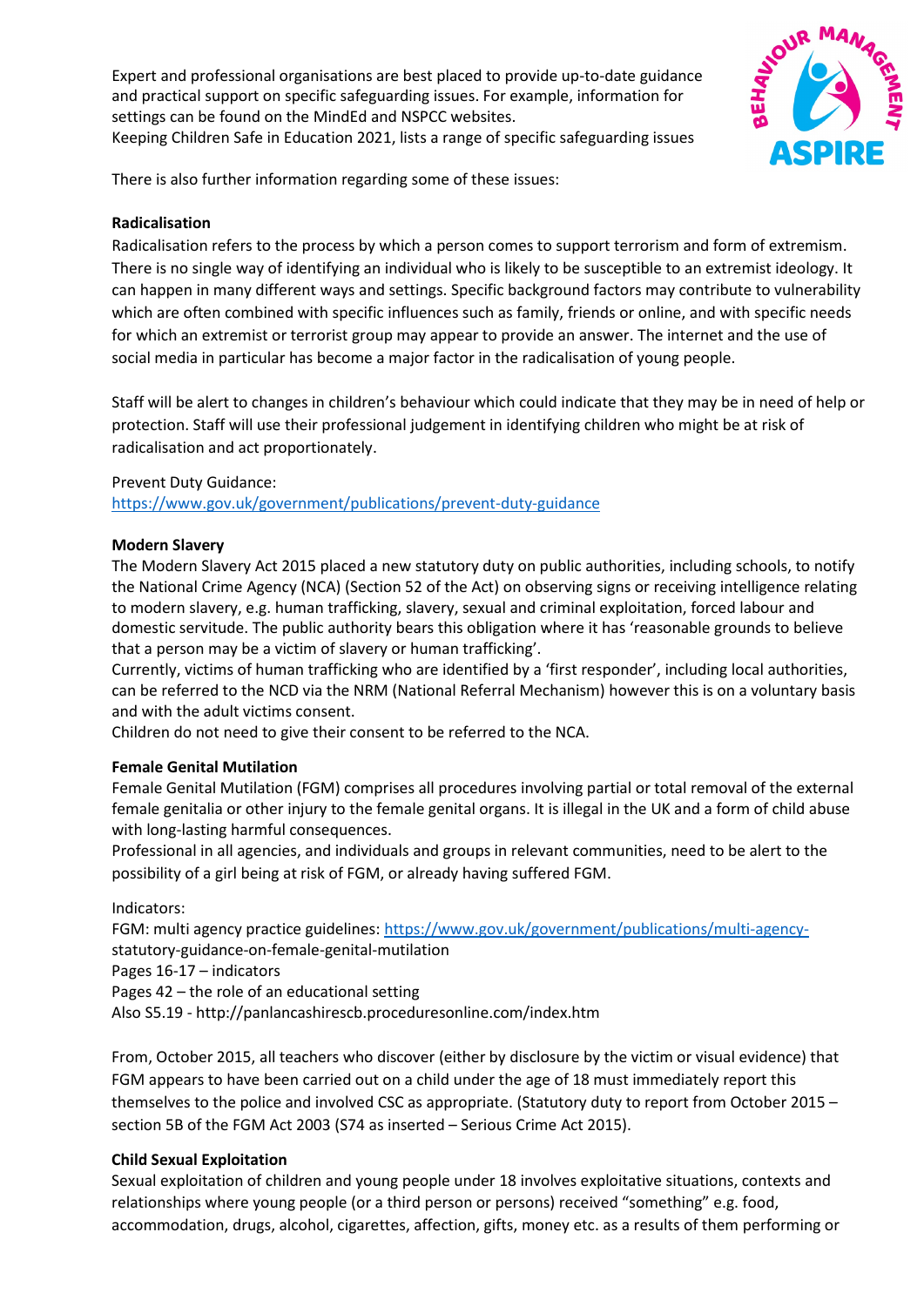Expert and professional organisations are best placed to provide up-to-date guidance and practical support on specific safeguarding issues. For example, information for settings can be found on the MindEd and NSPCC websites.
Keeping Children Safe in Education 2021, lists a range of specific safeguarding issues

There is also further information regarding some of these issues:

**Radicalisation**

Radicalisation refers to the process by which a person comes to support terrorism and form of extremism. There is no single way of identifying an individual who is likely to be susceptible to an extremist ideology. It can happen in many different ways and settings. Specific background factors may contribute to vulnerability which are often combined with specific influences such as family, friends or online, and with specific needs for which an extremist or terrorist group may appear to provide an answer. The internet and the use of social media in particular has become a major factor in the radicalisation of young people.

Staff will be alert to changes in children's behaviour which could indicate that they may be in need of help or protection. Staff will use their professional judgement in identifying children who might be at risk of radicalisation and act proportionately.

Prevent Duty Guidance:
https://www.gov.uk/government/publications/prevent-duty-guidance

**Modern Slavery**

The Modern Slavery Act 2015 placed a new statutory duty on public authorities, including schools, to notify the National Crime Agency (NCA) (Section 52 of the Act) on observing signs or receiving intelligence relating to modern slavery, e.g. human trafficking, slavery, sexual and criminal exploitation, forced labour and domestic servitude. The public authority bears this obligation where it has 'reasonable grounds to believe that a person may be a victim of slavery or human trafficking'.
Currently, victims of human trafficking who are identified by a 'first responder', including local authorities, can be referred to the NCD via the NRM (National Referral Mechanism) however this is on a voluntary basis and with the adult victims consent.
Children do not need to give their consent to be referred to the NCA.

**Female Genital Mutilation**

Female Genital Mutilation (FGM) comprises all procedures involving partial or total removal of the external female genitalia or other injury to the female genital organs. It is illegal in the UK and a form of child abuse with long-lasting harmful consequences.
Professional in all agencies, and individuals and groups in relevant communities, need to be alert to the possibility of a girl being at risk of FGM, or already having suffered FGM.

Indicators:
FGM: multi agency practice guidelines: https://www.gov.uk/government/publications/multi-agency-statutory-guidance-on-female-genital-mutilation
Pages 16-17 – indicators
Pages 42 – the role of an educational setting
Also S5.19 - http://panlancashirescb.proceduresonline.com/index.htm

From, October 2015, all teachers who discover (either by disclosure by the victim or visual evidence) that FGM appears to have been carried out on a child under the age of 18 must immediately report this themselves to the police and involved CSC as appropriate. (Statutory duty to report from October 2015 – section 5B of the FGM Act 2003 (S74 as inserted – Serious Crime Act 2015).

**Child Sexual Exploitation**

Sexual exploitation of children and young people under 18 involves exploitative situations, contexts and relationships where young people (or a third person or persons) received "something" e.g. food, accommodation, drugs, alcohol, cigarettes, affection, gifts, money etc. as a results of them performing or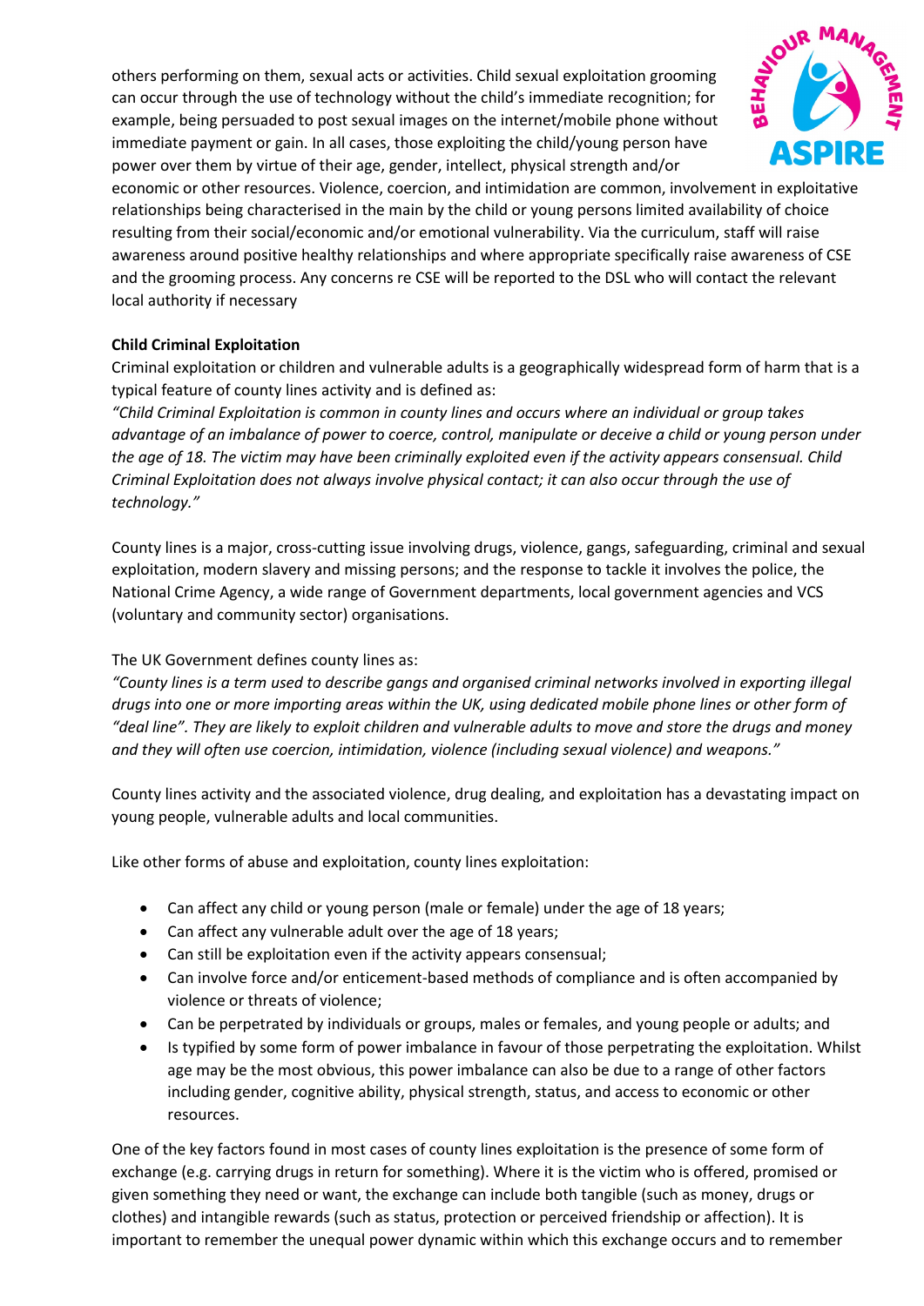others performing on them, sexual acts or activities. Child sexual exploitation grooming can occur through the use of technology without the child's immediate recognition; for example, being persuaded to post sexual images on the internet/mobile phone without immediate payment or gain. In all cases, those exploiting the child/young person have power over them by virtue of their age, gender, intellect, physical strength and/or economic or other resources. Violence, coercion, and intimidation are common, involvement in exploitative relationships being characterised in the main by the child or young persons limited availability of choice resulting from their social/economic and/or emotional vulnerability. Via the curriculum, staff will raise awareness around positive healthy relationships and where appropriate specifically raise awareness of CSE and the grooming process. Any concerns re CSE will be reported to the DSL who will contact the relevant local authority if necessary

**Child Criminal Exploitation**

Criminal exploitation or children and vulnerable adults is a geographically widespread form of harm that is a typical feature of county lines activity and is defined as:

*"Child Criminal Exploitation is common in county lines and occurs where an individual or group takes advantage of an imbalance of power to coerce, control, manipulate or deceive a child or young person under the age of 18. The victim may have been criminally exploited even if the activity appears consensual. Child Criminal Exploitation does not always involve physical contact; it can also occur through the use of technology."*

County lines is a major, cross-cutting issue involving drugs, violence, gangs, safeguarding, criminal and sexual exploitation, modern slavery and missing persons; and the response to tackle it involves the police, the National Crime Agency, a wide range of Government departments, local government agencies and VCS (voluntary and community sector) organisations.

The UK Government defines county lines as:

*"County lines is a term used to describe gangs and organised criminal networks involved in exporting illegal drugs into one or more importing areas within the UK, using dedicated mobile phone lines or other form of "deal line". They are likely to exploit children and vulnerable adults to move and store the drugs and money and they will often use coercion, intimidation, violence (including sexual violence) and weapons."*

County lines activity and the associated violence, drug dealing, and exploitation has a devastating impact on young people, vulnerable adults and local communities.

Like other forms of abuse and exploitation, county lines exploitation:

- Can affect any child or young person (male or female) under the age of 18 years;
- Can affect any vulnerable adult over the age of 18 years;
- Can still be exploitation even if the activity appears consensual;
- Can involve force and/or enticement-based methods of compliance and is often accompanied by violence or threats of violence;
- Can be perpetrated by individuals or groups, males or females, and young people or adults; and
- Is typified by some form of power imbalance in favour of those perpetrating the exploitation. Whilst age may be the most obvious, this power imbalance can also be due to a range of other factors including gender, cognitive ability, physical strength, status, and access to economic or other resources.

One of the key factors found in most cases of county lines exploitation is the presence of some form of exchange (e.g. carrying drugs in return for something). Where it is the victim who is offered, promised or given something they need or want, the exchange can include both tangible (such as money, drugs or clothes) and intangible rewards (such as status, protection or perceived friendship or affection). It is important to remember the unequal power dynamic within which this exchange occurs and to remember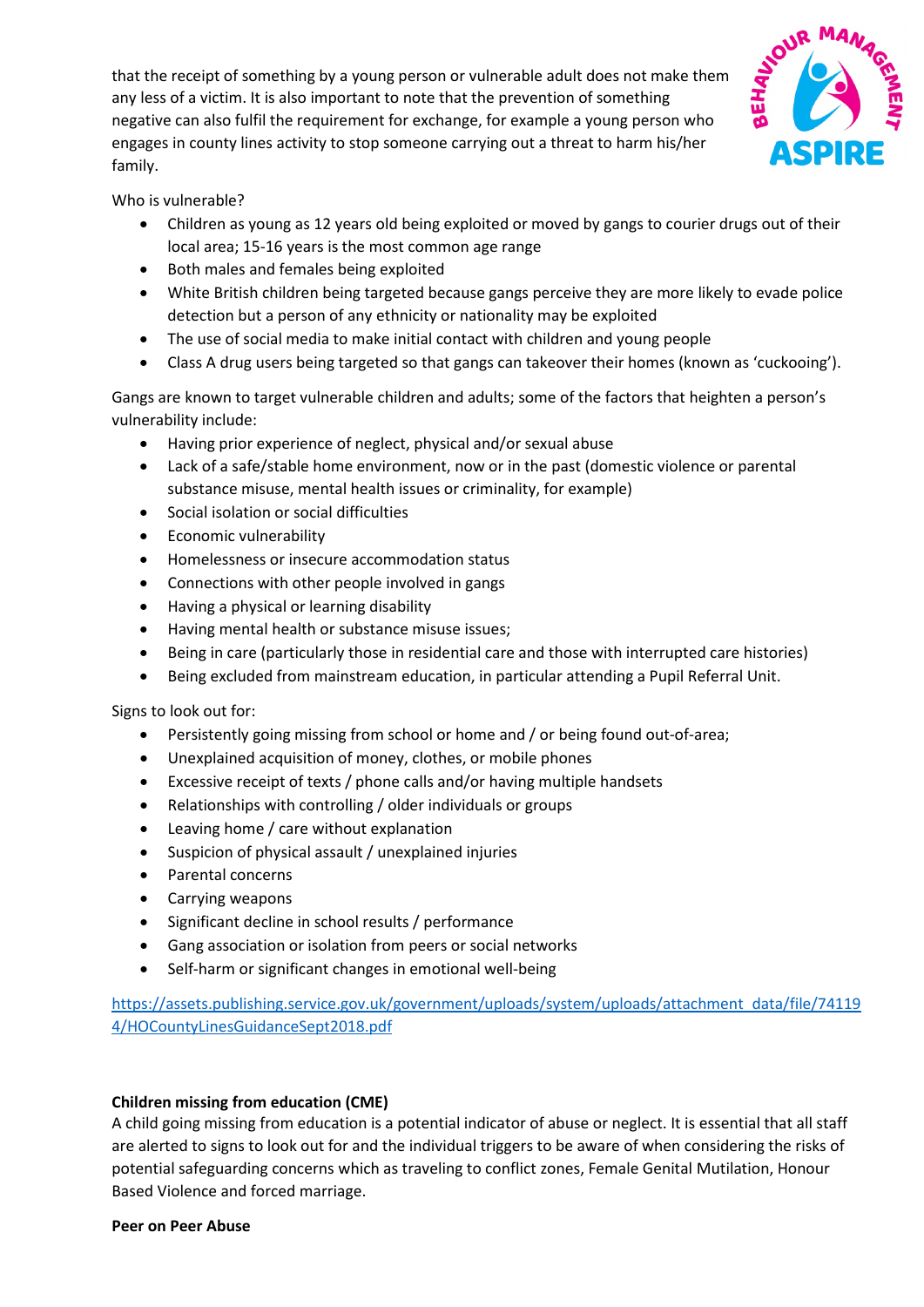that the receipt of something by a young person or vulnerable adult does not make them any less of a victim. It is also important to note that the prevention of something negative can also fulfil the requirement for exchange, for example a young person who engages in county lines activity to stop someone carrying out a threat to harm his/her family.

Who is vulnerable?

- Children as young as 12 years old being exploited or moved by gangs to courier drugs out of their local area; 15-16 years is the most common age range
- Both males and females being exploited
- White British children being targeted because gangs perceive they are more likely to evade police detection but a person of any ethnicity or nationality may be exploited
- The use of social media to make initial contact with children and young people
- Class A drug users being targeted so that gangs can takeover their homes (known as 'cuckooing').

Gangs are known to target vulnerable children and adults; some of the factors that heighten a person's vulnerability include:

- Having prior experience of neglect, physical and/or sexual abuse
- Lack of a safe/stable home environment, now or in the past (domestic violence or parental substance misuse, mental health issues or criminality, for example)
- Social isolation or social difficulties
- Economic vulnerability
- Homelessness or insecure accommodation status
- Connections with other people involved in gangs
- Having a physical or learning disability
- Having mental health or substance misuse issues;
- Being in care (particularly those in residential care and those with interrupted care histories)
- Being excluded from mainstream education, in particular attending a Pupil Referral Unit.

Signs to look out for:

- Persistently going missing from school or home and / or being found out-of-area;
- Unexplained acquisition of money, clothes, or mobile phones
- Excessive receipt of texts / phone calls and/or having multiple handsets
- Relationships with controlling / older individuals or groups
- Leaving home / care without explanation
- Suspicion of physical assault / unexplained injuries
- Parental concerns
- Carrying weapons
- Significant decline in school results / performance
- Gang association or isolation from peers or social networks
- Self-harm or significant changes in emotional well-being

https://assets.publishing.service.gov.uk/government/uploads/system/uploads/attachment_data/file/741194/HOCountyLinesGuidanceSept2018.pdf

**Children missing from education (CME)**
A child going missing from education is a potential indicator of abuse or neglect. It is essential that all staff are alerted to signs to look out for and the individual triggers to be aware of when considering the risks of potential safeguarding concerns which as traveling to conflict zones, Female Genital Mutilation, Honour Based Violence and forced marriage.

**Peer on Peer Abuse**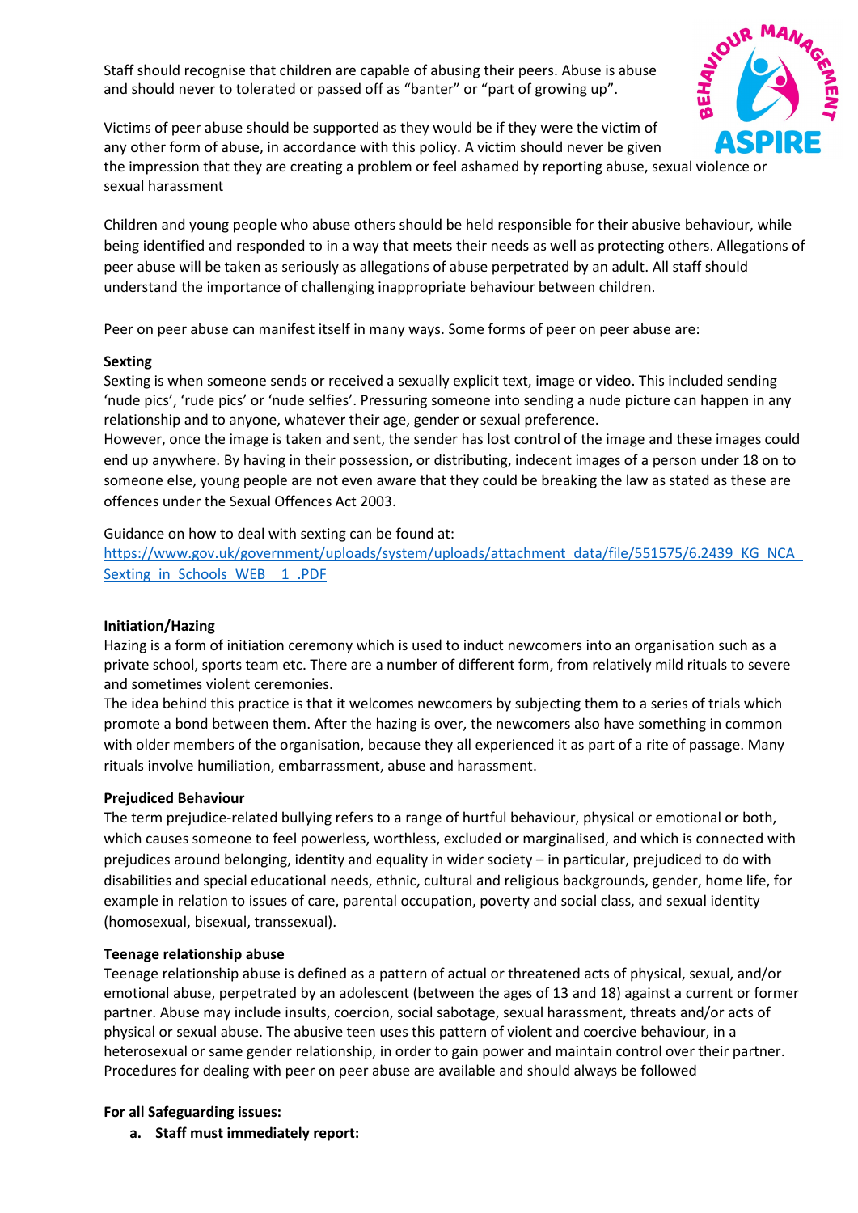Staff should recognise that children are capable of abusing their peers. Abuse is abuse and should never to tolerated or passed off as "banter" or "part of growing up".

Victims of peer abuse should be supported as they would be if they were the victim of any other form of abuse, in accordance with this policy. A victim should never be given the impression that they are creating a problem or feel ashamed by reporting abuse, sexual violence or sexual harassment

Children and young people who abuse others should be held responsible for their abusive behaviour, while being identified and responded to in a way that meets their needs as well as protecting others. Allegations of peer abuse will be taken as seriously as allegations of abuse perpetrated by an adult. All staff should understand the importance of challenging inappropriate behaviour between children.

Peer on peer abuse can manifest itself in many ways. Some forms of peer on peer abuse are:

**Sexting**

Sexting is when someone sends or received a sexually explicit text, image or video. This included sending 'nude pics', 'rude pics' or 'nude selfies'. Pressuring someone into sending a nude picture can happen in any relationship and to anyone, whatever their age, gender or sexual preference.

However, once the image is taken and sent, the sender has lost control of the image and these images could end up anywhere. By having in their possession, or distributing, indecent images of a person under 18 on to someone else, young people are not even aware that they could be breaking the law as stated as these are offences under the Sexual Offences Act 2003.

Guidance on how to deal with sexting can be found at:
https://www.gov.uk/government/uploads/system/uploads/attachment_data/file/551575/6.2439_KG_NCA_Sexting_in_Schools_WEB__1_.PDF

**Initiation/Hazing**

Hazing is a form of initiation ceremony which is used to induct newcomers into an organisation such as a private school, sports team etc. There are a number of different form, from relatively mild rituals to severe and sometimes violent ceremonies.

The idea behind this practice is that it welcomes newcomers by subjecting them to a series of trials which promote a bond between them. After the hazing is over, the newcomers also have something in common with older members of the organisation, because they all experienced it as part of a rite of passage. Many rituals involve humiliation, embarrassment, abuse and harassment.

**Prejudiced Behaviour**

The term prejudice-related bullying refers to a range of hurtful behaviour, physical or emotional or both, which causes someone to feel powerless, worthless, excluded or marginalised, and which is connected with prejudices around belonging, identity and equality in wider society – in particular, prejudiced to do with disabilities and special educational needs, ethnic, cultural and religious backgrounds, gender, home life, for example in relation to issues of care, parental occupation, poverty and social class, and sexual identity (homosexual, bisexual, transsexual).

**Teenage relationship abuse**

Teenage relationship abuse is defined as a pattern of actual or threatened acts of physical, sexual, and/or emotional abuse, perpetrated by an adolescent (between the ages of 13 and 18) against a current or former partner. Abuse may include insults, coercion, social sabotage, sexual harassment, threats and/or acts of physical or sexual abuse. The abusive teen uses this pattern of violent and coercive behaviour, in a heterosexual or same gender relationship, in order to gain power and maintain control over their partner. Procedures for dealing with peer on peer abuse are available and should always be followed

**For all Safeguarding issues:**

a. **Staff must immediately report:**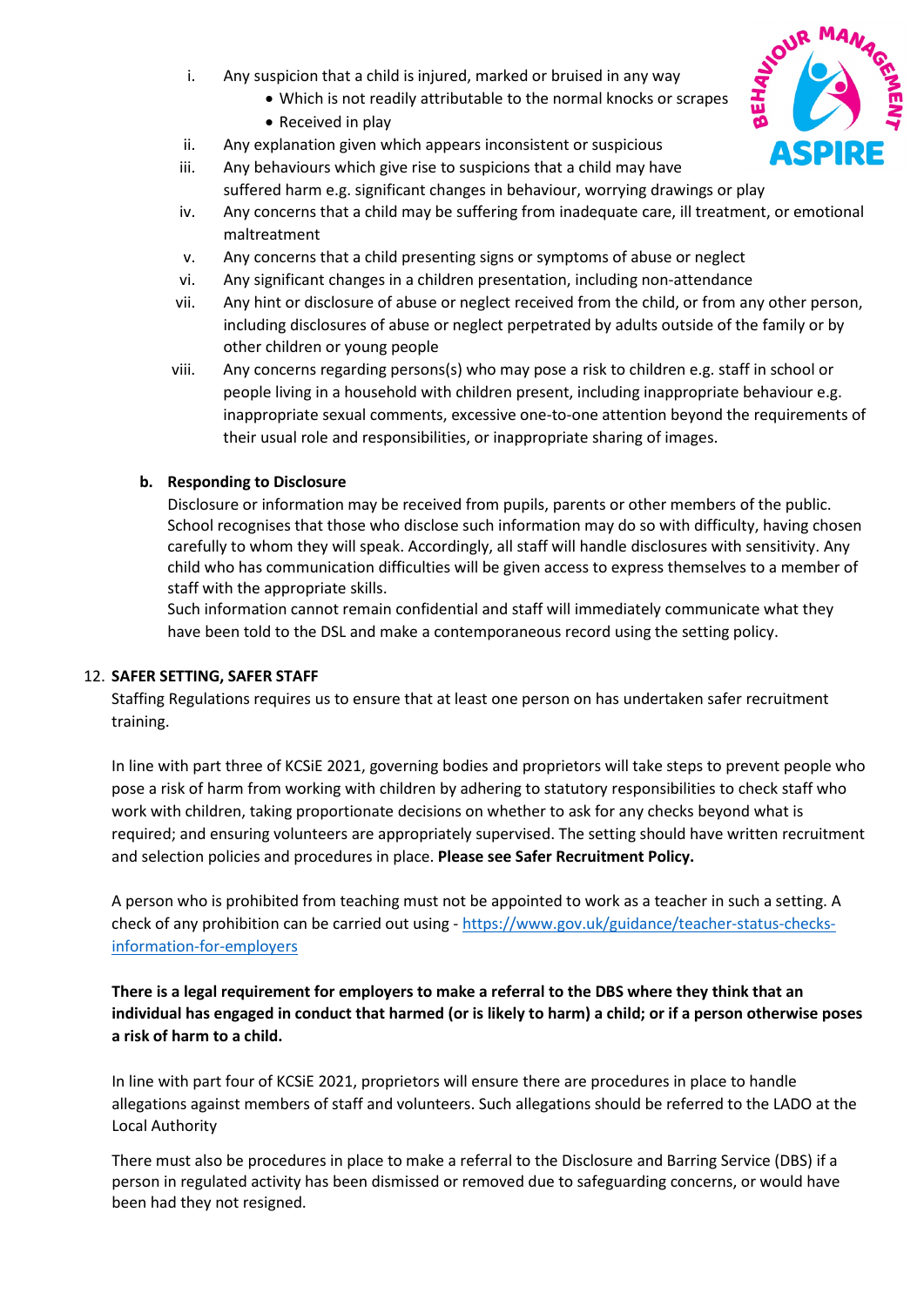i. Any suspicion that a child is injured, marked or bruised in any way
   - Which is not readily attributable to the normal knocks or scrapes
   - Received in play

ii. Any explanation given which appears inconsistent or suspicious

iii. Any behaviours which give rise to suspicions that a child may have suffered harm e.g. significant changes in behaviour, worrying drawings or play

iv. Any concerns that a child may be suffering from inadequate care, ill treatment, or emotional maltreatment

v. Any concerns that a child presenting signs or symptoms of abuse or neglect

vi. Any significant changes in a children presentation, including non-attendance

vii. Any hint or disclosure of abuse or neglect received from the child, or from any other person, including disclosures of abuse or neglect perpetrated by adults outside of the family or by other children or young people

viii. Any concerns regarding persons(s) who may pose a risk to children e.g. staff in school or people living in a household with children present, including inappropriate behaviour e.g. inappropriate sexual comments, excessive one-to-one attention beyond the requirements of their usual role and responsibilities, or inappropriate sharing of images.

**b. Responding to Disclosure**

Disclosure or information may be received from pupils, parents or other members of the public. School recognises that those who disclose such information may do so with difficulty, having chosen carefully to whom they will speak. Accordingly, all staff will handle disclosures with sensitivity. Any child who has communication difficulties will be given access to express themselves to a member of staff with the appropriate skills.

Such information cannot remain confidential and staff will immediately communicate what they have been told to the DSL and make a contemporaneous record using the setting policy.

## 12. SAFER SETTING, SAFER STAFF

Staffing Regulations requires us to ensure that at least one person on has undertaken safer recruitment training.

In line with part three of KCSiE 2021, governing bodies and proprietors will take steps to prevent people who pose a risk of harm from working with children by adhering to statutory responsibilities to check staff who work with children, taking proportionate decisions on whether to ask for any checks beyond what is required; and ensuring volunteers are appropriately supervised. The setting should have written recruitment and selection policies and procedures in place. **Please see Safer Recruitment Policy.**

A person who is prohibited from teaching must not be appointed to work as a teacher in such a setting. A check of any prohibition can be carried out using - https://www.gov.uk/guidance/teacher-status-checks-information-for-employers

**There is a legal requirement for employers to make a referral to the DBS where they think that an individual has engaged in conduct that harmed (or is likely to harm) a child; or if a person otherwise poses a risk of harm to a child.**

In line with part four of KCSiE 2021, proprietors will ensure there are procedures in place to handle allegations against members of staff and volunteers. Such allegations should be referred to the LADO at the Local Authority

There must also be procedures in place to make a referral to the Disclosure and Barring Service (DBS) if a person in regulated activity has been dismissed or removed due to safeguarding concerns, or would have been had they not resigned.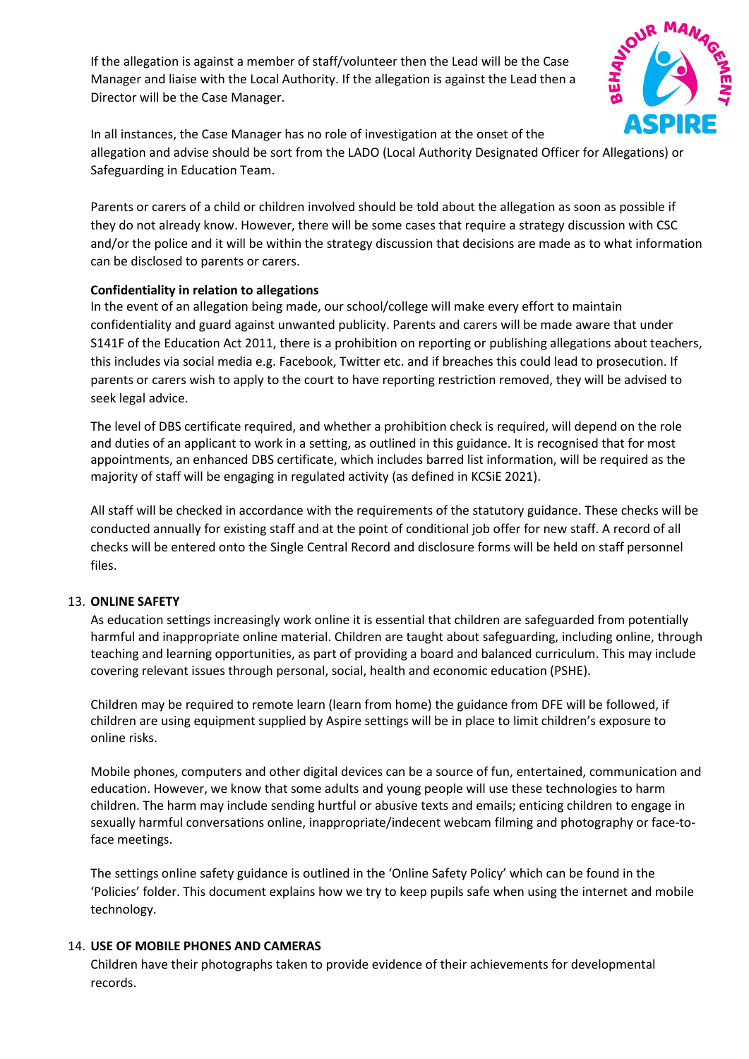If the allegation is against a member of staff/volunteer then the Lead will be the Case Manager and liaise with the Local Authority. If the allegation is against the Lead then a Director will be the Case Manager.

In all instances, the Case Manager has no role of investigation at the onset of the allegation and advise should be sort from the LADO (Local Authority Designated Officer for Allegations) or Safeguarding in Education Team.

Parents or carers of a child or children involved should be told about the allegation as soon as possible if they do not already know. However, there will be some cases that require a strategy discussion with CSC and/or the police and it will be within the strategy discussion that decisions are made as to what information can be disclosed to parents or carers.

**Confidentiality in relation to allegations**

In the event of an allegation being made, our school/college will make every effort to maintain confidentiality and guard against unwanted publicity. Parents and carers will be made aware that under S141F of the Education Act 2011, there is a prohibition on reporting or publishing allegations about teachers, this includes via social media e.g. Facebook, Twitter etc. and if breaches this could lead to prosecution. If parents or carers wish to apply to the court to have reporting restriction removed, they will be advised to seek legal advice.

The level of DBS certificate required, and whether a prohibition check is required, will depend on the role and duties of an applicant to work in a setting, as outlined in this guidance. It is recognised that for most appointments, an enhanced DBS certificate, which includes barred list information, will be required as the majority of staff will be engaging in regulated activity (as defined in KCSiE 2021).

All staff will be checked in accordance with the requirements of the statutory guidance. These checks will be conducted annually for existing staff and at the point of conditional job offer for new staff. A record of all checks will be entered onto the Single Central Record and disclosure forms will be held on staff personnel files.

13. **ONLINE SAFETY**

As education settings increasingly work online it is essential that children are safeguarded from potentially harmful and inappropriate online material. Children are taught about safeguarding, including online, through teaching and learning opportunities, as part of providing a board and balanced curriculum. This may include covering relevant issues through personal, social, health and economic education (PSHE).

Children may be required to remote learn (learn from home) the guidance from DFE will be followed, if children are using equipment supplied by Aspire settings will be in place to limit children's exposure to online risks.

Mobile phones, computers and other digital devices can be a source of fun, entertained, communication and education. However, we know that some adults and young people will use these technologies to harm children. The harm may include sending hurtful or abusive texts and emails; enticing children to engage in sexually harmful conversations online, inappropriate/indecent webcam filming and photography or face-to-face meetings.

The settings online safety guidance is outlined in the 'Online Safety Policy' which can be found in the 'Policies' folder. This document explains how we try to keep pupils safe when using the internet and mobile technology.

14. **USE OF MOBILE PHONES AND CAMERAS**

Children have their photographs taken to provide evidence of their achievements for developmental records.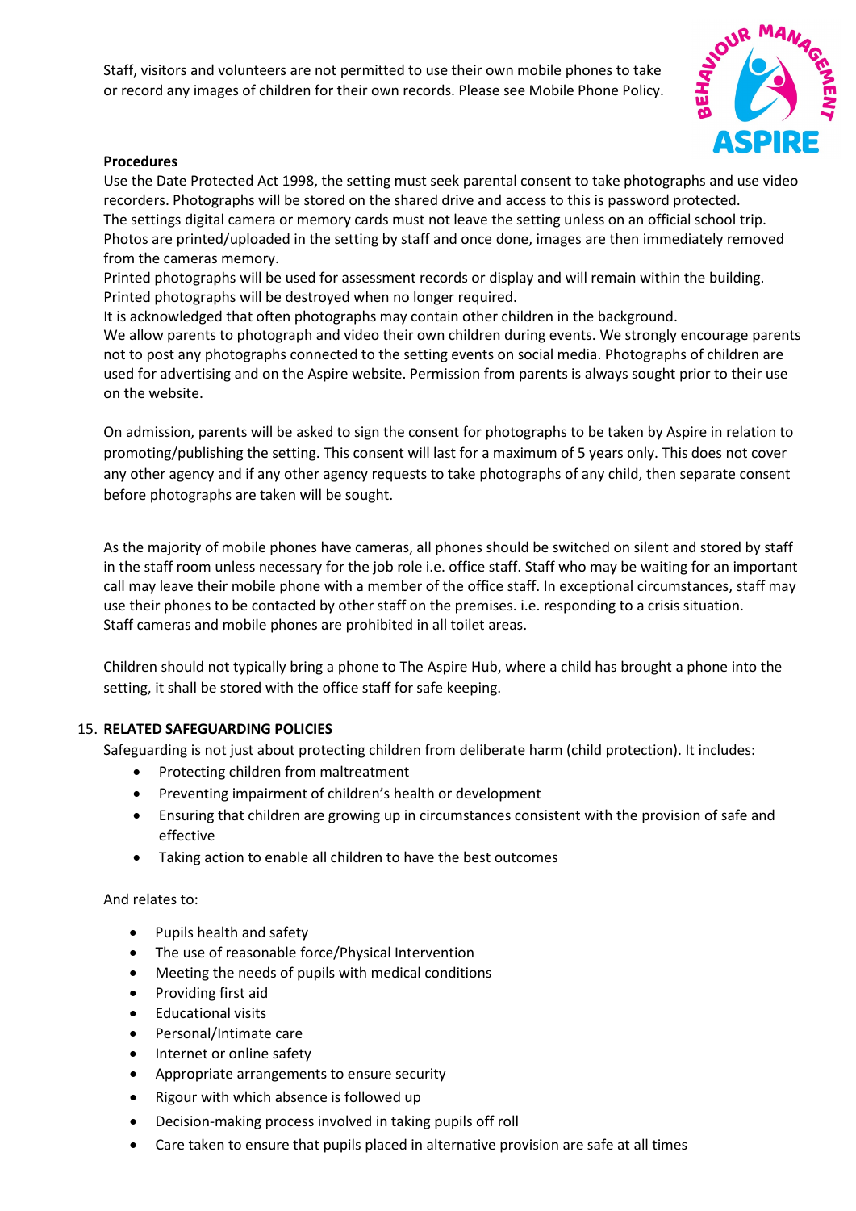Staff, visitors and volunteers are not permitted to use their own mobile phones to take or record any images of children for their own records. Please see Mobile Phone Policy.

**Procedures**

Use the Date Protected Act 1998, the setting must seek parental consent to take photographs and use video recorders. Photographs will be stored on the shared drive and access to this is password protected.
The settings digital camera or memory cards must not leave the setting unless on an official school trip.
Photos are printed/uploaded in the setting by staff and once done, images are then immediately removed from the cameras memory.
Printed photographs will be used for assessment records or display and will remain within the building.
Printed photographs will be destroyed when no longer required.
It is acknowledged that often photographs may contain other children in the background.
We allow parents to photograph and video their own children during events. We strongly encourage parents not to post any photographs connected to the setting events on social media. Photographs of children are used for advertising and on the Aspire website. Permission from parents is always sought prior to their use on the website.

On admission, parents will be asked to sign the consent for photographs to be taken by Aspire in relation to promoting/publishing the setting. This consent will last for a maximum of 5 years only. This does not cover any other agency and if any other agency requests to take photographs of any child, then separate consent before photographs are taken will be sought.

As the majority of mobile phones have cameras, all phones should be switched on silent and stored by staff in the staff room unless necessary for the job role i.e. office staff. Staff who may be waiting for an important call may leave their mobile phone with a member of the office staff. In exceptional circumstances, staff may use their phones to be contacted by other staff on the premises. i.e. responding to a crisis situation.
Staff cameras and mobile phones are prohibited in all toilet areas.

Children should not typically bring a phone to The Aspire Hub, where a child has brought a phone into the setting, it shall be stored with the office staff for safe keeping.

## 15. RELATED SAFEGUARDING POLICIES

Safeguarding is not just about protecting children from deliberate harm (child protection). It includes:

- Protecting children from maltreatment
- Preventing impairment of children's health or development
- Ensuring that children are growing up in circumstances consistent with the provision of safe and effective
- Taking action to enable all children to have the best outcomes

And relates to:

- Pupils health and safety
- The use of reasonable force/Physical Intervention
- Meeting the needs of pupils with medical conditions
- Providing first aid
- Educational visits
- Personal/Intimate care
- Internet or online safety
- Appropriate arrangements to ensure security
- Rigour with which absence is followed up
- Decision-making process involved in taking pupils off roll
- Care taken to ensure that pupils placed in alternative provision are safe at all times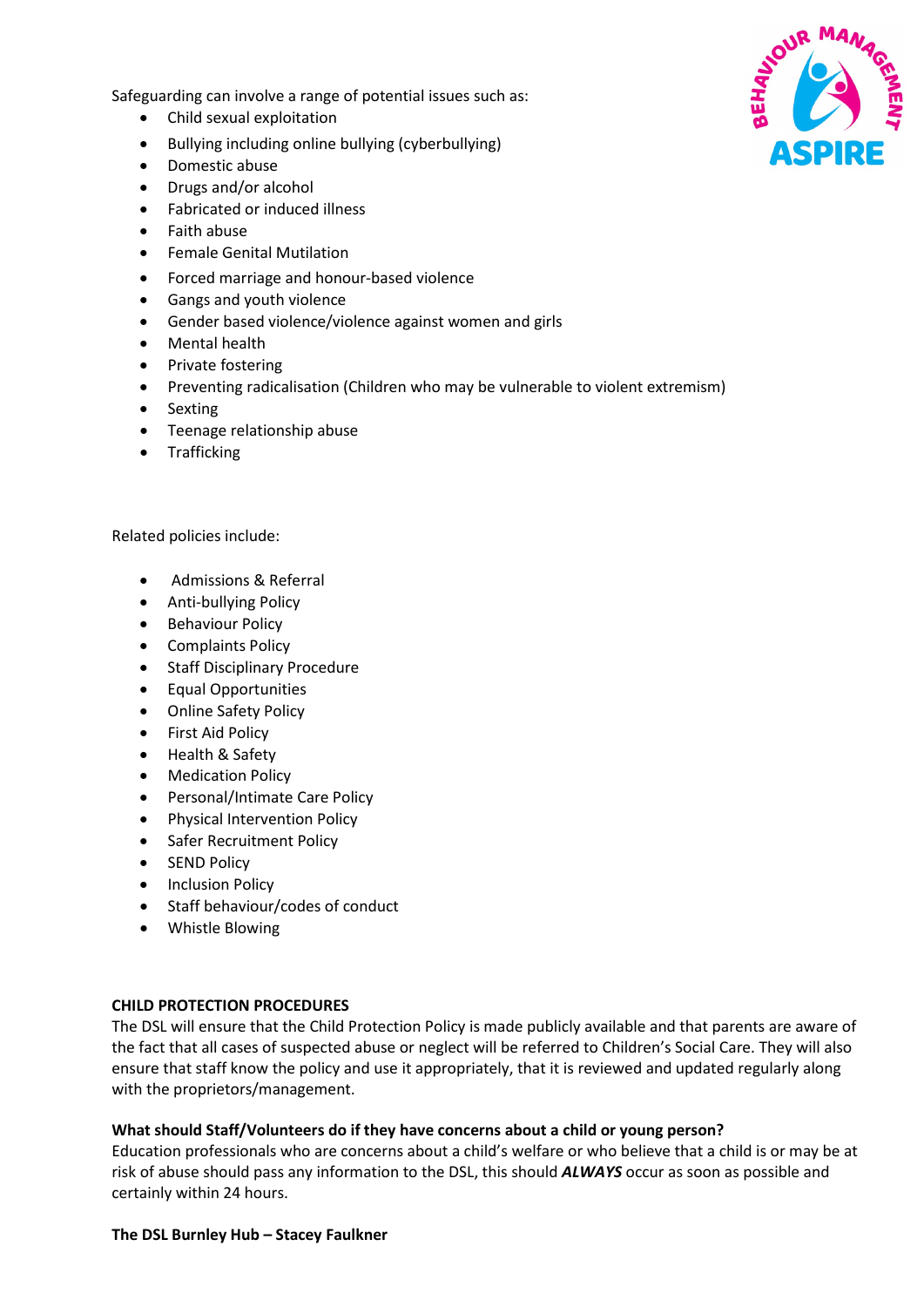Safeguarding can involve a range of potential issues such as:

- Child sexual exploitation
- Bullying including online bullying (cyberbullying)
- Domestic abuse
- Drugs and/or alcohol
- Fabricated or induced illness
- Faith abuse
- Female Genital Mutilation
- Forced marriage and honour-based violence
- Gangs and youth violence
- Gender based violence/violence against women and girls
- Mental health
- Private fostering
- Preventing radicalisation (Children who may be vulnerable to violent extremism)
- Sexting
- Teenage relationship abuse
- Trafficking

Related policies include:

- Admissions & Referral
- Anti-bullying Policy
- Behaviour Policy
- Complaints Policy
- Staff Disciplinary Procedure
- Equal Opportunities
- Online Safety Policy
- First Aid Policy
- Health & Safety
- Medication Policy
- Personal/Intimate Care Policy
- Physical Intervention Policy
- Safer Recruitment Policy
- SEND Policy
- Inclusion Policy
- Staff behaviour/codes of conduct
- Whistle Blowing

**CHILD PROTECTION PROCEDURES**

The DSL will ensure that the Child Protection Policy is made publicly available and that parents are aware of the fact that all cases of suspected abuse or neglect will be referred to Children's Social Care. They will also ensure that staff know the policy and use it appropriately, that it is reviewed and updated regularly along with the proprietors/management.

**What should Staff/Volunteers do if they have concerns about a child or young person?**

Education professionals who are concerns about a child's welfare or who believe that a child is or may be at risk of abuse should pass any information to the DSL, this should ***ALWAYS*** occur as soon as possible and certainly within 24 hours.

**The DSL Burnley Hub – Stacey Faulkner**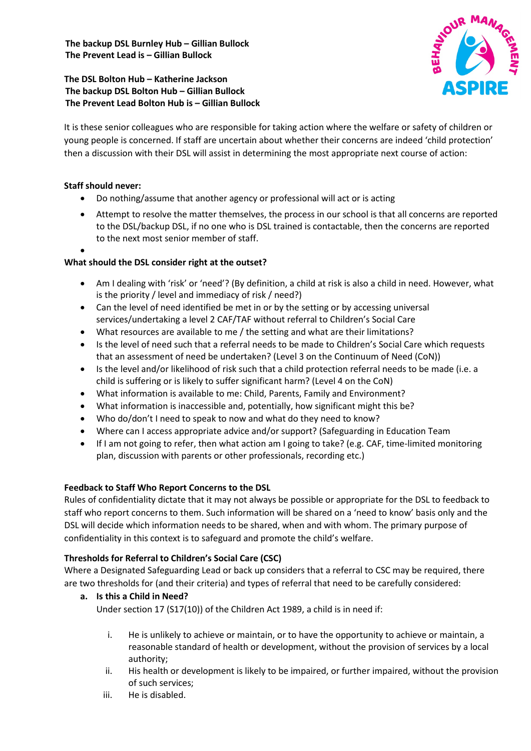**The backup DSL Burnley Hub – Gillian Bullock**
**The Prevent Lead is – Gillian Bullock**

**The DSL Bolton Hub – Katherine Jackson**
**The backup DSL Bolton Hub – Gillian Bullock**
**The Prevent Lead Bolton Hub is – Gillian Bullock**

It is these senior colleagues who are responsible for taking action where the welfare or safety of children or young people is concerned. If staff are uncertain about whether their concerns are indeed 'child protection' then a discussion with their DSL will assist in determining the most appropriate next course of action:

**Staff should never:**

- Do nothing/assume that another agency or professional will act or is acting
- Attempt to resolve the matter themselves, the process in our school is that all concerns are reported to the DSL/backup DSL, if no one who is DSL trained is contactable, then the concerns are reported to the next most senior member of staff.

**What should the DSL consider right at the outset?**

- Am I dealing with 'risk' or 'need'? (By definition, a child at risk is also a child in need. However, what is the priority / level and immediacy of risk / need?)
- Can the level of need identified be met in or by the setting or by accessing universal services/undertaking a level 2 CAF/TAF without referral to Children's Social Care
- What resources are available to me / the setting and what are their limitations?
- Is the level of need such that a referral needs to be made to Children's Social Care which requests that an assessment of need be undertaken? (Level 3 on the Continuum of Need (CoN))
- Is the level and/or likelihood of risk such that a child protection referral needs to be made (i.e. a child is suffering or is likely to suffer significant harm? (Level 4 on the CoN)
- What information is available to me: Child, Parents, Family and Environment?
- What information is inaccessible and, potentially, how significant might this be?
- Who do/don't I need to speak to now and what do they need to know?
- Where can I access appropriate advice and/or support? (Safeguarding in Education Team
- If I am not going to refer, then what action am I going to take? (e.g. CAF, time-limited monitoring plan, discussion with parents or other professionals, recording etc.)

**Feedback to Staff Who Report Concerns to the DSL**

Rules of confidentiality dictate that it may not always be possible or appropriate for the DSL to feedback to staff who report concerns to them. Such information will be shared on a 'need to know' basis only and the DSL will decide which information needs to be shared, when and with whom. The primary purpose of confidentiality in this context is to safeguard and promote the child's welfare.

**Thresholds for Referral to Children's Social Care (CSC)**

Where a Designated Safeguarding Lead or back up considers that a referral to CSC may be required, there are two thresholds for (and their criteria) and types of referral that need to be carefully considered:

**a. Is this a Child in Need?**

Under section 17 (S17(10)) of the Children Act 1989, a child is in need if:

i. He is unlikely to achieve or maintain, or to have the opportunity to achieve or maintain, a reasonable standard of health or development, without the provision of services by a local authority;

ii. His health or development is likely to be impaired, or further impaired, without the provision of such services;

iii. He is disabled.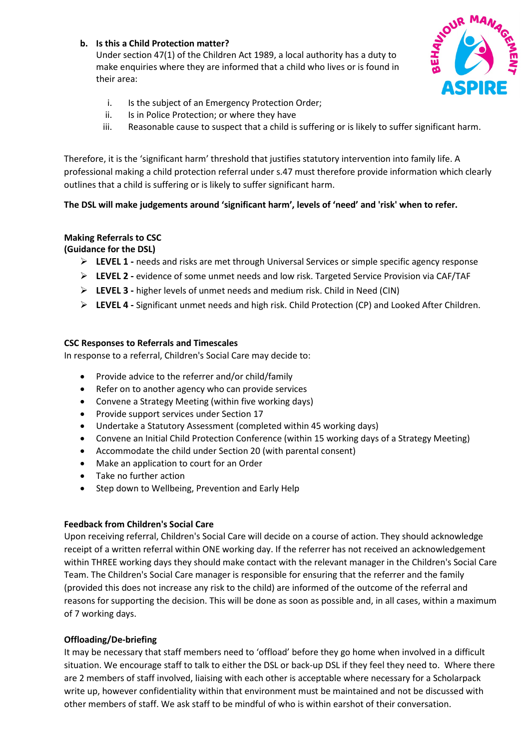**b. Is this a Child Protection matter?**

Under section 47(1) of the Children Act 1989, a local authority has a duty to make enquiries where they are informed that a child who lives or is found in their area:

i. Is the subject of an Emergency Protection Order;
ii. Is in Police Protection; or where they have
iii. Reasonable cause to suspect that a child is suffering or is likely to suffer significant harm.

Therefore, it is the 'significant harm' threshold that justifies statutory intervention into family life. A professional making a child protection referral under s.47 must therefore provide information which clearly outlines that a child is suffering or is likely to suffer significant harm.

**The DSL will make judgements around 'significant harm', levels of 'need' and 'risk' when to refer.**

**Making Referrals to CSC**
**(Guidance for the DSL)**

- **LEVEL 1 -** needs and risks are met through Universal Services or simple specific agency response
- **LEVEL 2 -** evidence of some unmet needs and low risk. Targeted Service Provision via CAF/TAF
- **LEVEL 3 -** higher levels of unmet needs and medium risk. Child in Need (CIN)
- **LEVEL 4 -** Significant unmet needs and high risk. Child Protection (CP) and Looked After Children.

**CSC Responses to Referrals and Timescales**

In response to a referral, Children's Social Care may decide to:

- Provide advice to the referrer and/or child/family
- Refer on to another agency who can provide services
- Convene a Strategy Meeting (within five working days)
- Provide support services under Section 17
- Undertake a Statutory Assessment (completed within 45 working days)
- Convene an Initial Child Protection Conference (within 15 working days of a Strategy Meeting)
- Accommodate the child under Section 20 (with parental consent)
- Make an application to court for an Order
- Take no further action
- Step down to Wellbeing, Prevention and Early Help

**Feedback from Children's Social Care**

Upon receiving referral, Children's Social Care will decide on a course of action. They should acknowledge receipt of a written referral within ONE working day. If the referrer has not received an acknowledgement within THREE working days they should make contact with the relevant manager in the Children's Social Care Team. The Children's Social Care manager is responsible for ensuring that the referrer and the family (provided this does not increase any risk to the child) are informed of the outcome of the referral and reasons for supporting the decision. This will be done as soon as possible and, in all cases, within a maximum of 7 working days.

**Offloading/De-briefing**

It may be necessary that staff members need to 'offload' before they go home when involved in a difficult situation. We encourage staff to talk to either the DSL or back-up DSL if they feel they need to. Where there are 2 members of staff involved, liaising with each other is acceptable where necessary for a Scholarpack write up, however confidentiality within that environment must be maintained and not be discussed with other members of staff. We ask staff to be mindful of who is within earshot of their conversation.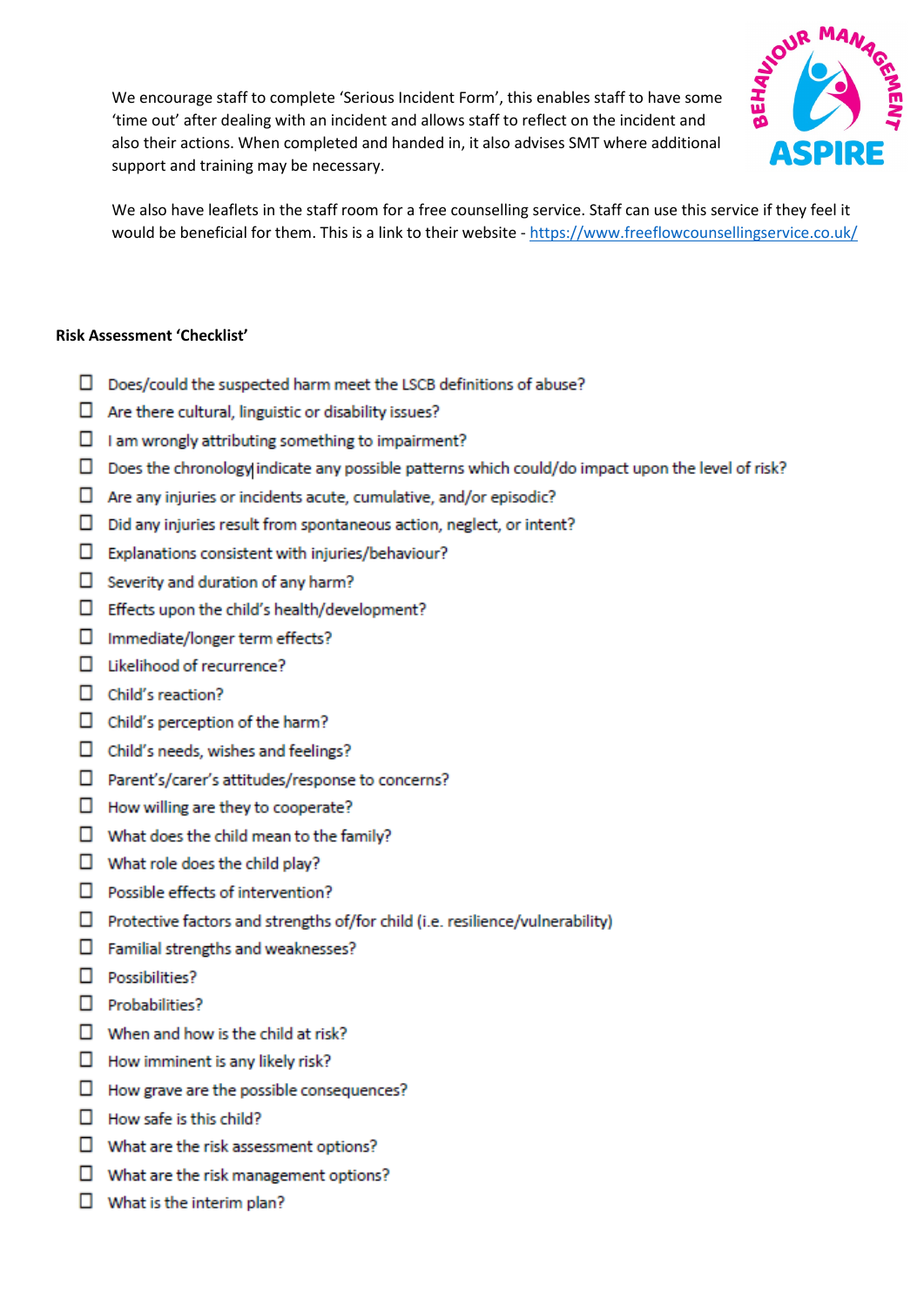We encourage staff to complete 'Serious Incident Form', this enables staff to have some 'time out' after dealing with an incident and allows staff to reflect on the incident and also their actions. When completed and handed in, it also advises SMT where additional support and training may be necessary.

We also have leaflets in the staff room for a free counselling service. Staff can use this service if they feel it would be beneficial for them. This is a link to their website - https://www.freeflowcounsellingservice.co.uk/

**Risk Assessment 'Checklist'**

- ☐ Does/could the suspected harm meet the LSCB definitions of abuse?
- ☐ Are there cultural, linguistic or disability issues?
- ☐ I am wrongly attributing something to impairment?
- ☐ Does the chronology indicate any possible patterns which could/do impact upon the level of risk?
- ☐ Are any injuries or incidents acute, cumulative, and/or episodic?
- ☐ Did any injuries result from spontaneous action, neglect, or intent?
- ☐ Explanations consistent with injuries/behaviour?
- ☐ Severity and duration of any harm?
- ☐ Effects upon the child's health/development?
- ☐ Immediate/longer term effects?
- ☐ Likelihood of recurrence?
- ☐ Child's reaction?
- ☐ Child's perception of the harm?
- ☐ Child's needs, wishes and feelings?
- ☐ Parent's/carer's attitudes/response to concerns?
- ☐ How willing are they to cooperate?
- ☐ What does the child mean to the family?
- ☐ What role does the child play?
- ☐ Possible effects of intervention?
- ☐ Protective factors and strengths of/for child (i.e. resilience/vulnerability)
- ☐ Familial strengths and weaknesses?
- ☐ Possibilities?
- ☐ Probabilities?
- ☐ When and how is the child at risk?
- ☐ How imminent is any likely risk?
- ☐ How grave are the possible consequences?
- ☐ How safe is this child?
- ☐ What are the risk assessment options?
- ☐ What are the risk management options?
- ☐ What is the interim plan?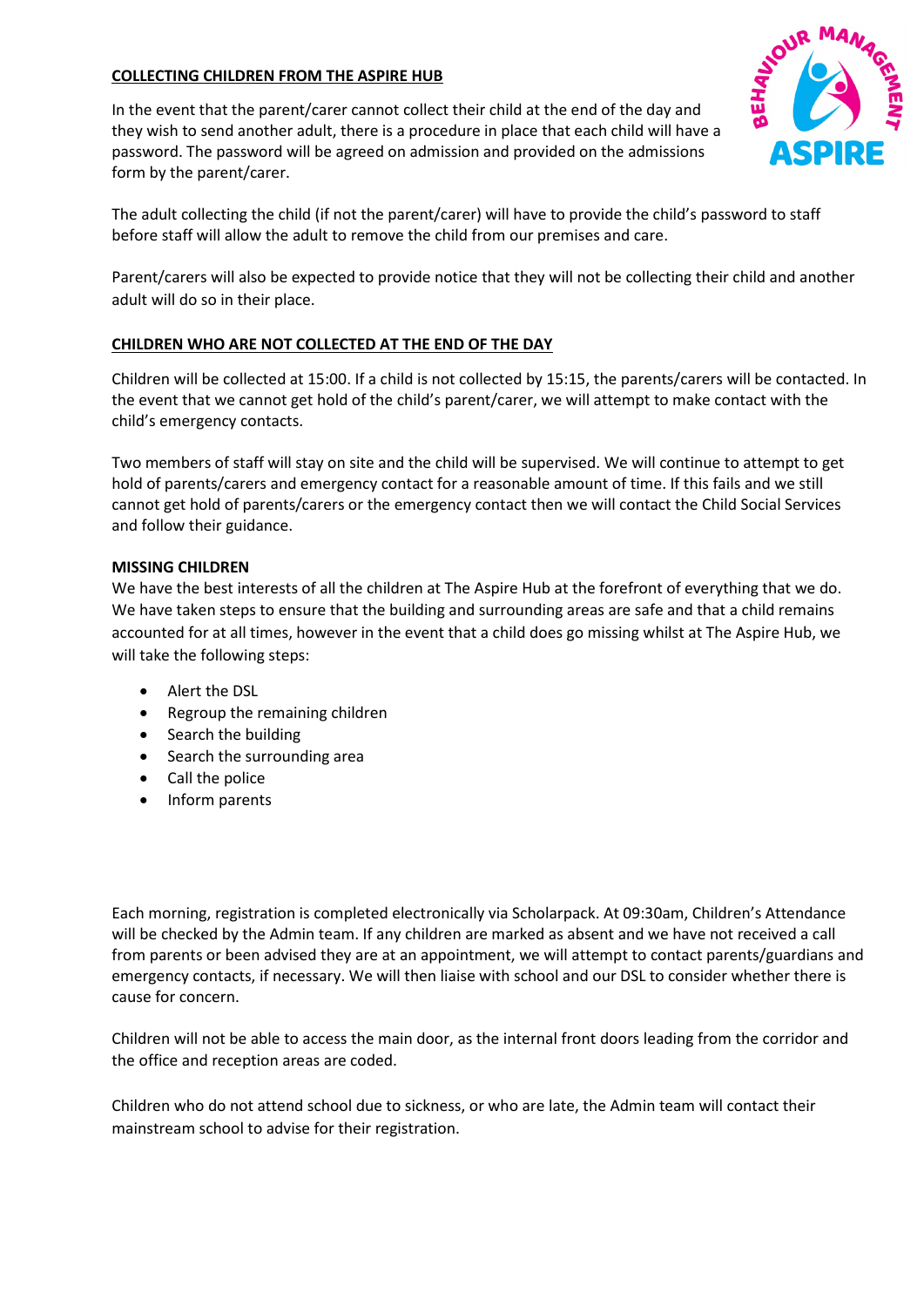## COLLECTING CHILDREN FROM THE ASPIRE HUB

In the event that the parent/carer cannot collect their child at the end of the day and they wish to send another adult, there is a procedure in place that each child will have a password. The password will be agreed on admission and provided on the admissions form by the parent/carer.

The adult collecting the child (if not the parent/carer) will have to provide the child's password to staff before staff will allow the adult to remove the child from our premises and care.

Parent/carers will also be expected to provide notice that they will not be collecting their child and another adult will do so in their place.

## CHILDREN WHO ARE NOT COLLECTED AT THE END OF THE DAY

Children will be collected at 15:00. If a child is not collected by 15:15, the parents/carers will be contacted. In the event that we cannot get hold of the child's parent/carer, we will attempt to make contact with the child's emergency contacts.

Two members of staff will stay on site and the child will be supervised. We will continue to attempt to get hold of parents/carers and emergency contact for a reasonable amount of time. If this fails and we still cannot get hold of parents/carers or the emergency contact then we will contact the Child Social Services and follow their guidance.

**MISSING CHILDREN**

We have the best interests of all the children at The Aspire Hub at the forefront of everything that we do. We have taken steps to ensure that the building and surrounding areas are safe and that a child remains accounted for at all times, however in the event that a child does go missing whilst at The Aspire Hub, we will take the following steps:

- Alert the DSL
- Regroup the remaining children
- Search the building
- Search the surrounding area
- Call the police
- Inform parents

Each morning, registration is completed electronically via Scholarpack. At 09:30am, Children's Attendance will be checked by the Admin team. If any children are marked as absent and we have not received a call from parents or been advised they are at an appointment, we will attempt to contact parents/guardians and emergency contacts, if necessary. We will then liaise with school and our DSL to consider whether there is cause for concern.

Children will not be able to access the main door, as the internal front doors leading from the corridor and the office and reception areas are coded.

Children who do not attend school due to sickness, or who are late, the Admin team will contact their mainstream school to advise for their registration.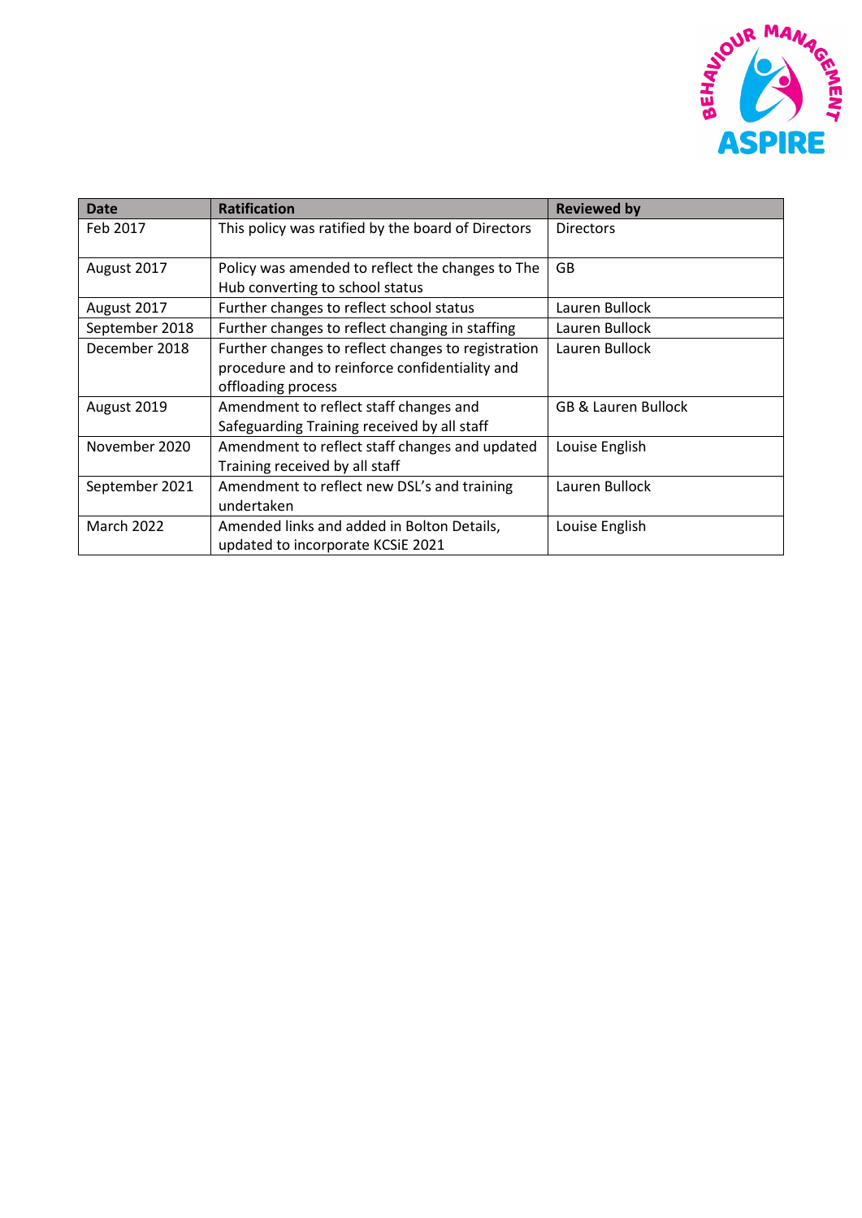| Date | Ratification | Reviewed by |
|---|---|---|
| Feb 2017 | This policy was ratified by the board of Directors | Directors |
| August 2017 | Policy was amended to reflect the changes to The Hub converting to school status | GB |
| August 2017 | Further changes to reflect school status | Lauren Bullock |
| September 2018 | Further changes to reflect changing in staffing | Lauren Bullock |
| December 2018 | Further changes to reflect changes to registration procedure and to reinforce confidentiality and offloading process | Lauren Bullock |
| August 2019 | Amendment to reflect staff changes and Safeguarding Training received by all staff | GB & Lauren Bullock |
| November 2020 | Amendment to reflect staff changes and updated Training received by all staff | Louise English |
| September 2021 | Amendment to reflect new DSL's and training undertaken | Lauren Bullock |
| March 2022 | Amended links and added in Bolton Details, updated to incorporate KCSiE 2021 | Louise English |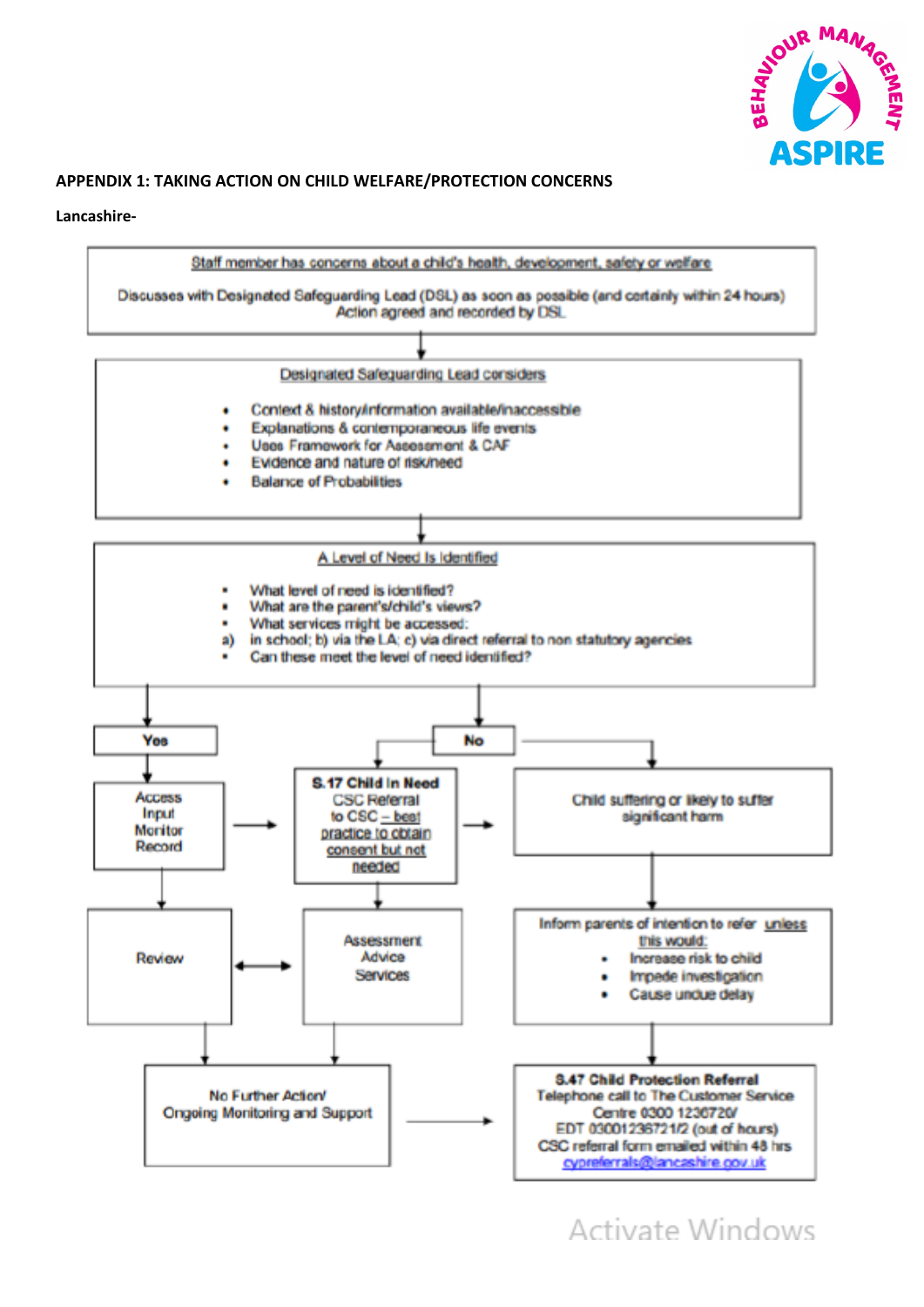**APPENDIX 1: TAKING ACTION ON CHILD WELFARE/PROTECTION CONCERNS**

**Lancashire-**

Staff member has concerns about a child's health, development, safety or welfare

Discusses with Designated Safeguarding Lead (DSL) as soon as possible (and certainly within 24 hours)
Action agreed and recorded by DSL

↓

Designated Safeguarding Lead considers

- Context & history/information available/inaccessible
- Explanations & contemporaneous life events
- Uses Framework for Assessment & CAF
- Evidence and nature of risk/need
- Balance of Probabilities

↓

A Level of Need Is Identified

- What level of need is identified?
- What are the parent's/child's views?
- What services might be accessed:
  a) in school; b) via the LA; c) via direct referral to non statutory agencies
- Can these meet the level of need identified?

**Yes** → Access / Input / Monitor / Record → S.17 Child in Need; → Review

**No** → S.17 Child in Need; → Child suffering or likely to suffer significant harm

**S.17 Child in Need**
CSC Referral to CSC – best practice to obtain consent but not needed
→ Child suffering or likely to suffer significant harm
→ Assessment / Advice / Services

Review ↔ Assessment / Advice / Services

Review → No Further Action/ Ongoing Monitoring and Support
Assessment / Advice / Services → No Further Action/ Ongoing Monitoring and Support

Child suffering or likely to suffer significant harm → Inform parents of intention to refer unless this would:

- Increase risk to child
- Impede investigation
- Cause undue delay

→ **S.47 Child Protection Referral**
Telephone call to The Customer Service Centre 0300 1236720/
EDT 03001236721/2 (out of hours)
CSC referral form emailed within 48 hrs
cypreferrals@lancashire.gov.uk

No Further Action/ Ongoing Monitoring and Support → S.47 Child Protection Referral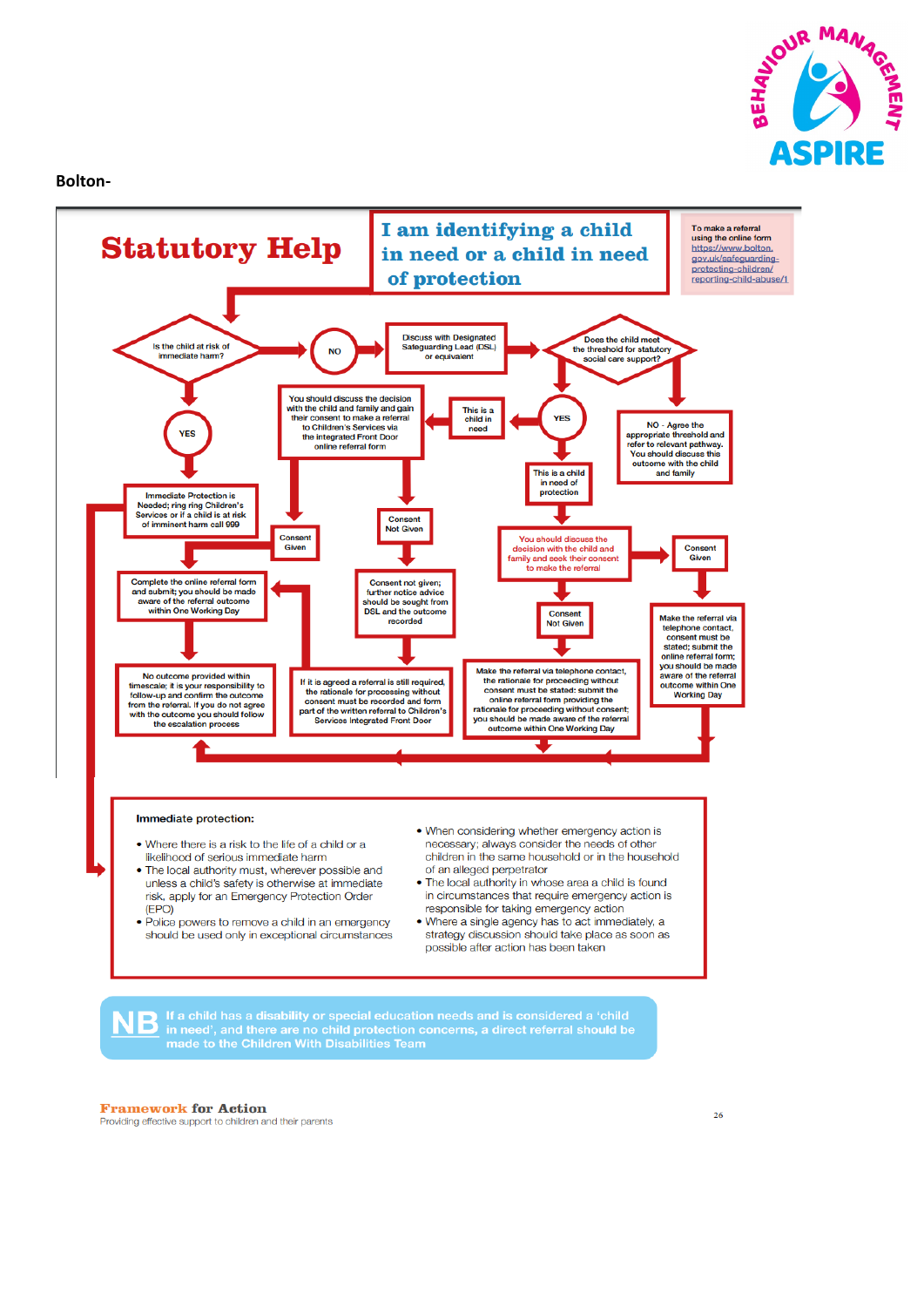**Bolton-**

# Statutory Help

## I am identifying a child in need or a child in need of protection

To make a referral using the online form https://www.bolton.gov.uk/safeguarding-protecting-children/reporting-child-abuse/1

Is the child at risk of immediate harm?

NO

Discuss with Designated Safeguarding Lead (DSL) or equivalent

Does the child meet the threshold for statutory social care support?

YES

NO - Agree the appropriate threshold and refer to relevant pathway. You should discuss this outcome with the child and family

This is a child in need

You should discuss the decision with the child and family and gain their consent to make a referral to Children's Services via the integrated Front Door online referral form

Consent Given

Consent Not Given

Consent not given; further notice advice should be sought from DSL and the outcome recorded

If it is agreed a referral is still required, the rationale for processing without consent must be recorded and form part of the written referral to Children's Services Integrated Front Door

This is a child in need of protection

You should discuss the decision with the child and family and seek their consent to make the referral

Consent Given

Make the referral via telephone contact, consent must be stated; submit the online referral form; you should be made aware of the referral outcome within One Working Day

Consent Not Given

Make the referral via telephone contact, the rationale for proceeding without consent must be stated: submit the online referral form providing the rationale for proceeding without consent; you should be made aware of the referral outcome within One Working Day

YES

Immediate Protection is Needed; ring ring Children's Services or if a child is at risk of imminent harm call 999

Complete the online referral form and submit; you should be made aware of the referral outcome within One Working Day

No outcome provided within timescale; it is your responsibility to follow-up and confirm the outcome from the referral. If you do not agree with the outcome you should follow the escalation process

**Immediate protection:**

- Where there is a risk to the life of a child or a likelihood of serious immediate harm
- The local authority must, wherever possible and unless a child's safety is otherwise at immediate risk, apply for an Emergency Protection Order (EPO)
- Police powers to remove a child in an emergency should be used only in exceptional circumstances
- When considering whether emergency action is necessary; always consider the needs of other children in the same household or in the household of an alleged perpetrator
- The local authority in whose area a child is found in circumstances that require emergency action is responsible for taking emergency action
- Where a single agency has to act immediately, a strategy discussion should take place as soon as possible after action has been taken

**NB** If a child has a disability or special education needs and is considered a 'child in need', and there are no child protection concerns, a direct referral should be made to the Children With Disabilities Team

**Framework for Action**
Providing effective support to children and their parents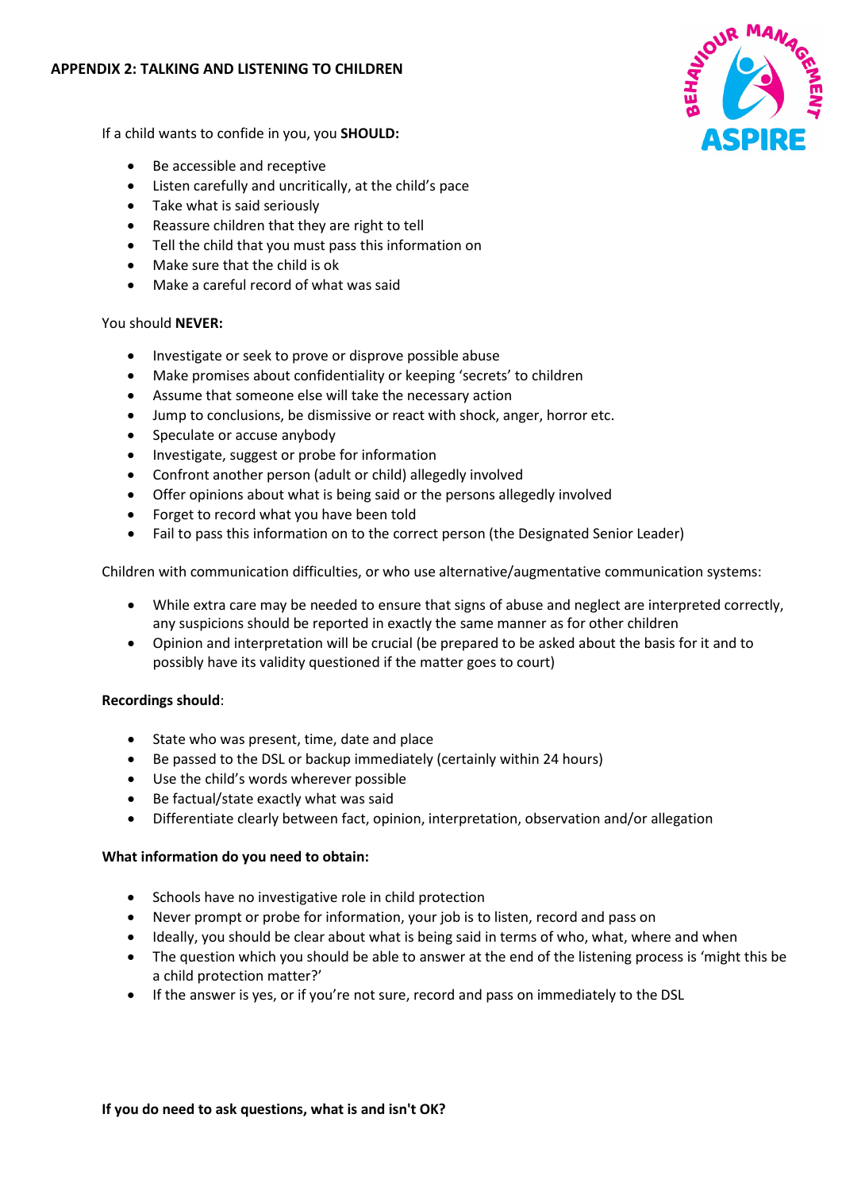## APPENDIX 2: TALKING AND LISTENING TO CHILDREN

If a child wants to confide in you, you **SHOULD:**

- Be accessible and receptive
- Listen carefully and uncritically, at the child's pace
- Take what is said seriously
- Reassure children that they are right to tell
- Tell the child that you must pass this information on
- Make sure that the child is ok
- Make a careful record of what was said

You should **NEVER:**

- Investigate or seek to prove or disprove possible abuse
- Make promises about confidentiality or keeping 'secrets' to children
- Assume that someone else will take the necessary action
- Jump to conclusions, be dismissive or react with shock, anger, horror etc.
- Speculate or accuse anybody
- Investigate, suggest or probe for information
- Confront another person (adult or child) allegedly involved
- Offer opinions about what is being said or the persons allegedly involved
- Forget to record what you have been told
- Fail to pass this information on to the correct person (the Designated Senior Leader)

Children with communication difficulties, or who use alternative/augmentative communication systems:

- While extra care may be needed to ensure that signs of abuse and neglect are interpreted correctly, any suspicions should be reported in exactly the same manner as for other children
- Opinion and interpretation will be crucial (be prepared to be asked about the basis for it and to possibly have its validity questioned if the matter goes to court)

**Recordings should**:

- State who was present, time, date and place
- Be passed to the DSL or backup immediately (certainly within 24 hours)
- Use the child's words wherever possible
- Be factual/state exactly what was said
- Differentiate clearly between fact, opinion, interpretation, observation and/or allegation

**What information do you need to obtain:**

- Schools have no investigative role in child protection
- Never prompt or probe for information, your job is to listen, record and pass on
- Ideally, you should be clear about what is being said in terms of who, what, where and when
- The question which you should be able to answer at the end of the listening process is 'might this be a child protection matter?'
- If the answer is yes, or if you're not sure, record and pass on immediately to the DSL

**If you do need to ask questions, what is and isn't OK?**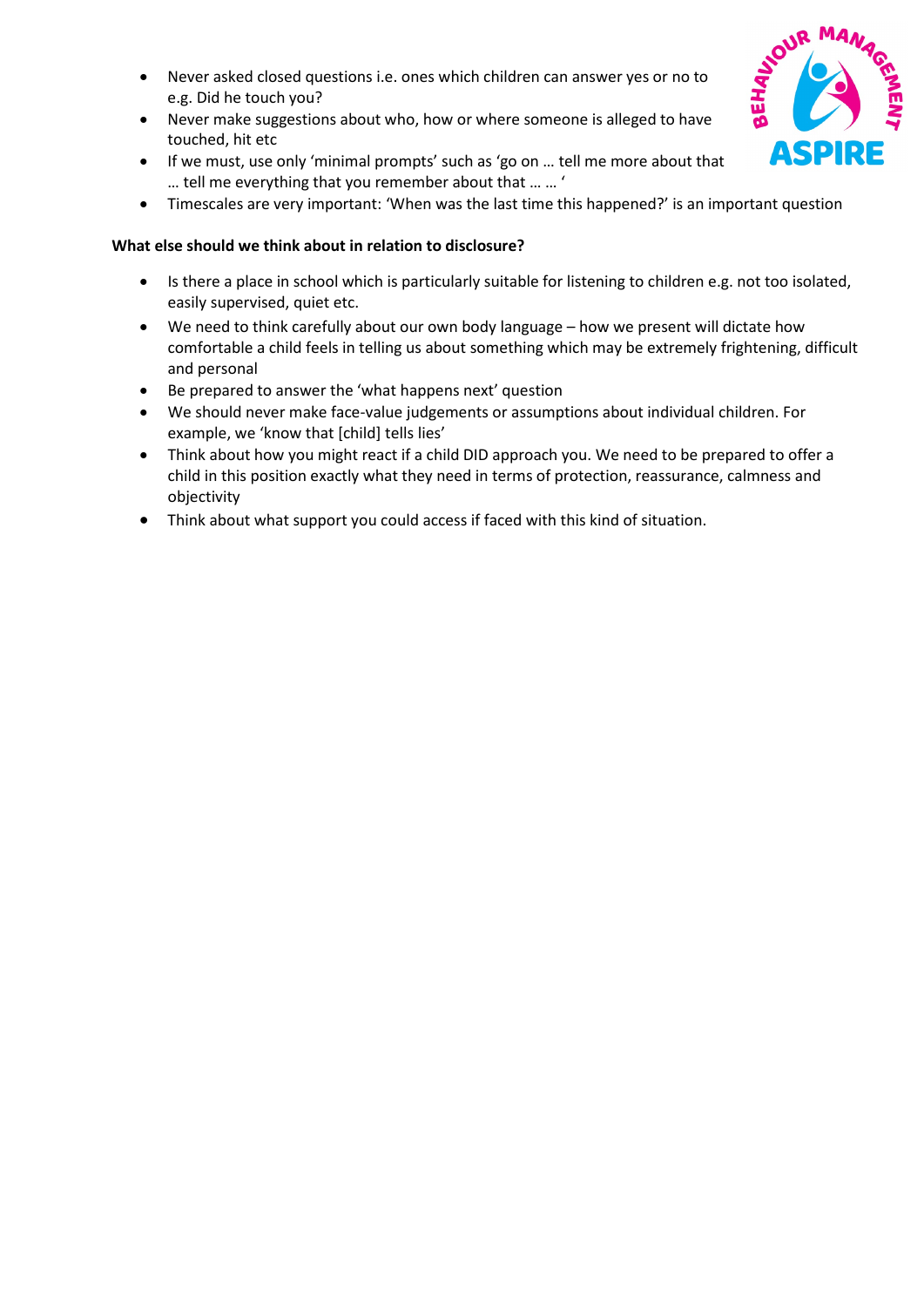- Never asked closed questions i.e. ones which children can answer yes or no to e.g. Did he touch you?
- Never make suggestions about who, how or where someone is alleged to have touched, hit etc
- If we must, use only 'minimal prompts' such as 'go on … tell me more about that … tell me everything that you remember about that … … '
- Timescales are very important: 'When was the last time this happened?' is an important question

**What else should we think about in relation to disclosure?**

- Is there a place in school which is particularly suitable for listening to children e.g. not too isolated, easily supervised, quiet etc.
- We need to think carefully about our own body language – how we present will dictate how comfortable a child feels in telling us about something which may be extremely frightening, difficult and personal
- Be prepared to answer the 'what happens next' question
- We should never make face-value judgements or assumptions about individual children. For example, we 'know that [child] tells lies'
- Think about how you might react if a child DID approach you. We need to be prepared to offer a child in this position exactly what they need in terms of protection, reassurance, calmness and objectivity
- Think about what support you could access if faced with this kind of situation.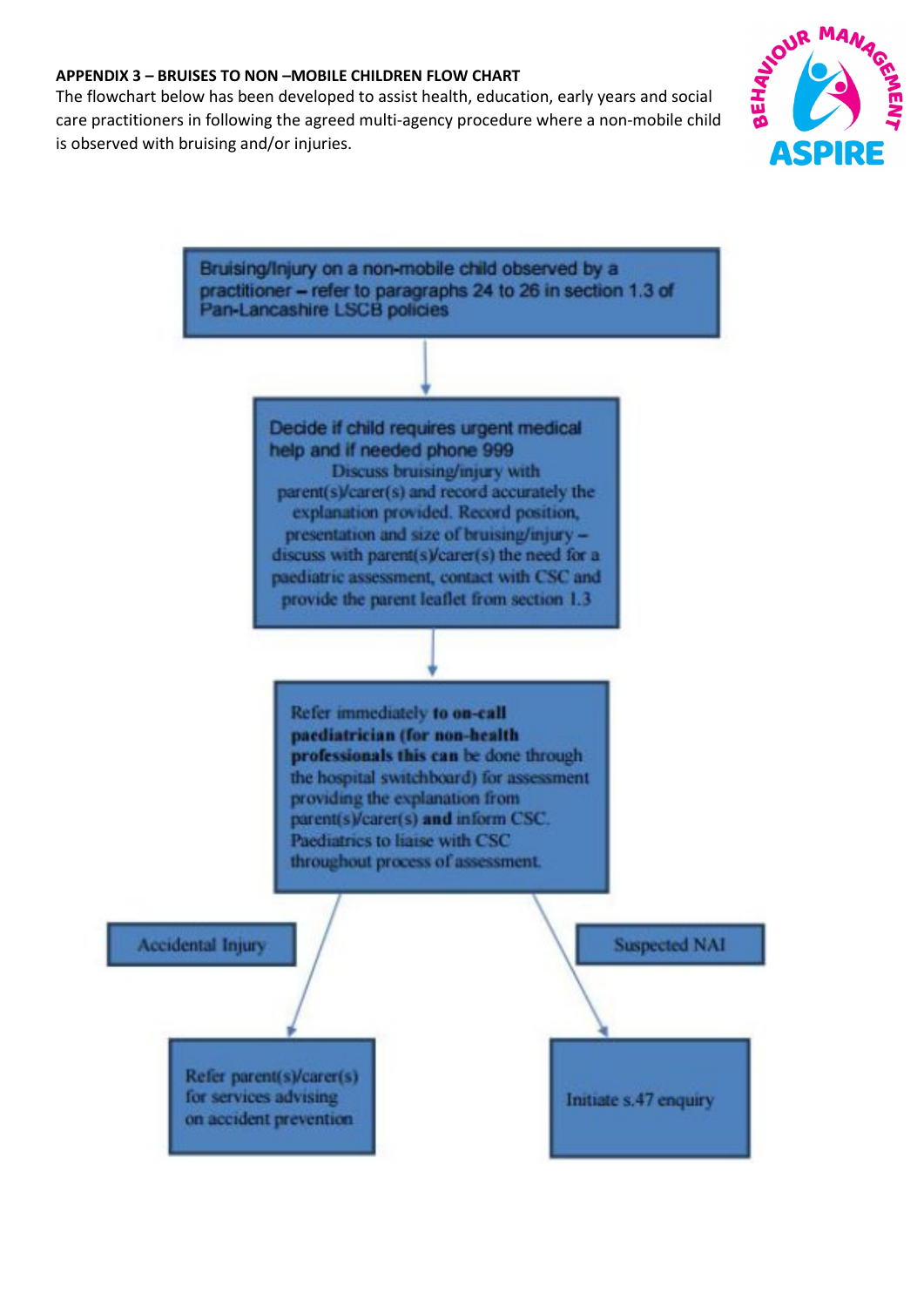### APPENDIX 3 – BRUISES TO NON –MOBILE CHILDREN FLOW CHART

The flowchart below has been developed to assist health, education, early years and social care practitioners in following the agreed multi-agency procedure where a non-mobile child is observed with bruising and/or injuries.

Bruising/Injury on a non-mobile child observed by a practitioner – refer to paragraphs 24 to 26 in section 1.3 of Pan-Lancashire LSCB policies

↓

Decide if child requires urgent medical help and if needed phone 999

Discuss bruising/injury with parent(s)/carer(s) and record accurately the explanation provided. Record position, presentation and size of bruising/injury – discuss with parent(s)/carer(s) the need for a paediatric assessment, contact with CSC and provide the parent leaflet from section 1.3

↓

Refer immediately **to on-call paediatrician (for non-health professionals this can** be done through the hospital switchboard) for assessment providing the explanation from parent(s)/carer(s) **and** inform CSC. Paediatrics to liaise with CSC throughout process of assessment.

↓

- **Accidental Injury** → Refer parent(s)/carer(s) for services advising on accident prevention
- **Suspected NAI** → Initiate s.47 enquiry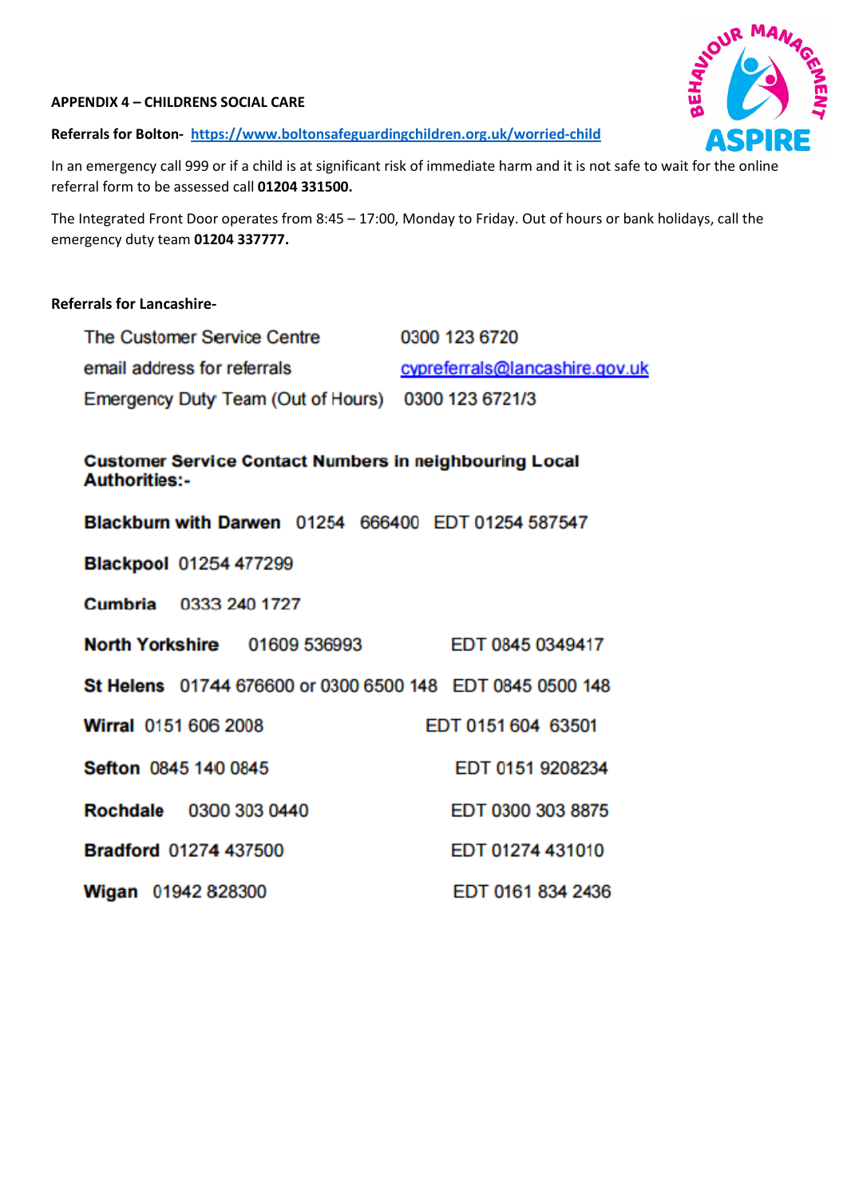**APPENDIX 4 – CHILDRENS SOCIAL CARE**

**Referrals for Bolton-** [https://www.boltonsafeguardingchildren.org.uk/worried-child](https://www.boltonsafeguardingchildren.org.uk/worried-child)

In an emergency call 999 or if a child is at significant risk of immediate harm and it is not safe to wait for the online referral form to be assessed call **01204 331500.**

The Integrated Front Door operates from 8:45 – 17:00, Monday to Friday. Out of hours or bank holidays, call the emergency duty team **01204 337777.**

**Referrals for Lancashire-**

| | |
|---|---|
| The Customer Service Centre | 0300 123 6720 |
| email address for referrals | cypreferrals@lancashire.gov.uk |
| Emergency Duty Team (Out of Hours) | 0300 123 6721/3 |

**Customer Service Contact Numbers in neighbouring Local Authorities:-**

| | | |
|---|---|---|
| **Blackburn with Darwen** | 01254 666400 | EDT 01254 587547 |
| **Blackpool** | 01254 477299 | |
| **Cumbria** | 0333 240 1727 | |
| **North Yorkshire** | 01609 536993 | EDT 0845 0349417 |
| **St Helens** | 01744 676600 or 0300 6500 148 | EDT 0845 0500 148 |
| **Wirral** | 0151 606 2008 | EDT 0151 604 63501 |
| **Sefton** | 0845 140 0845 | EDT 0151 9208234 |
| **Rochdale** | 0300 303 0440 | EDT 0300 303 8875 |
| **Bradford** | 01274 437500 | EDT 01274 431010 |
| **Wigan** | 01942 828300 | EDT 0161 834 2436 |